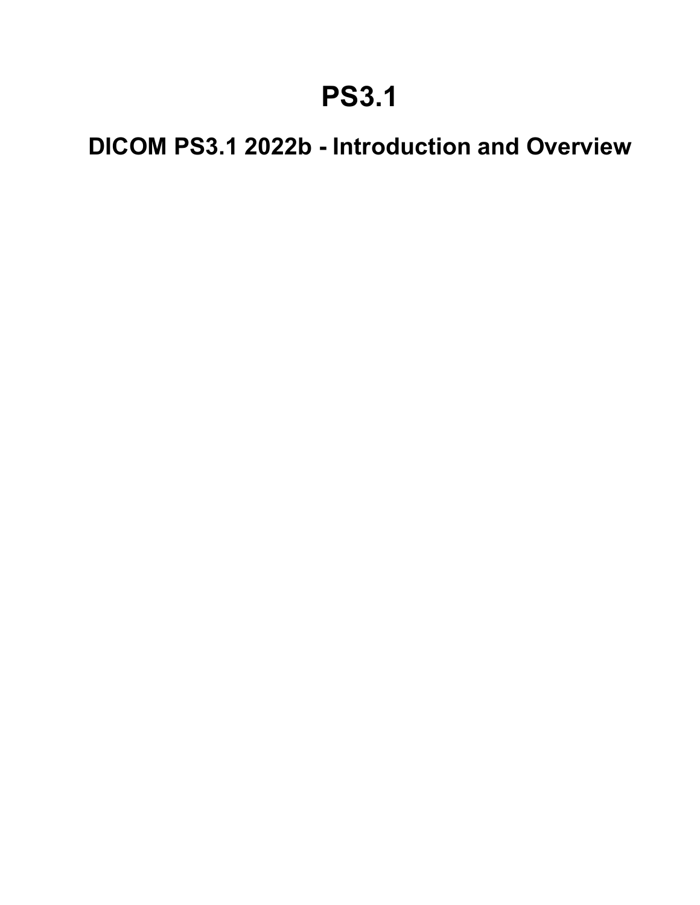# PS3.1

## DICOM PS3.1 2022b - Introduction and Overview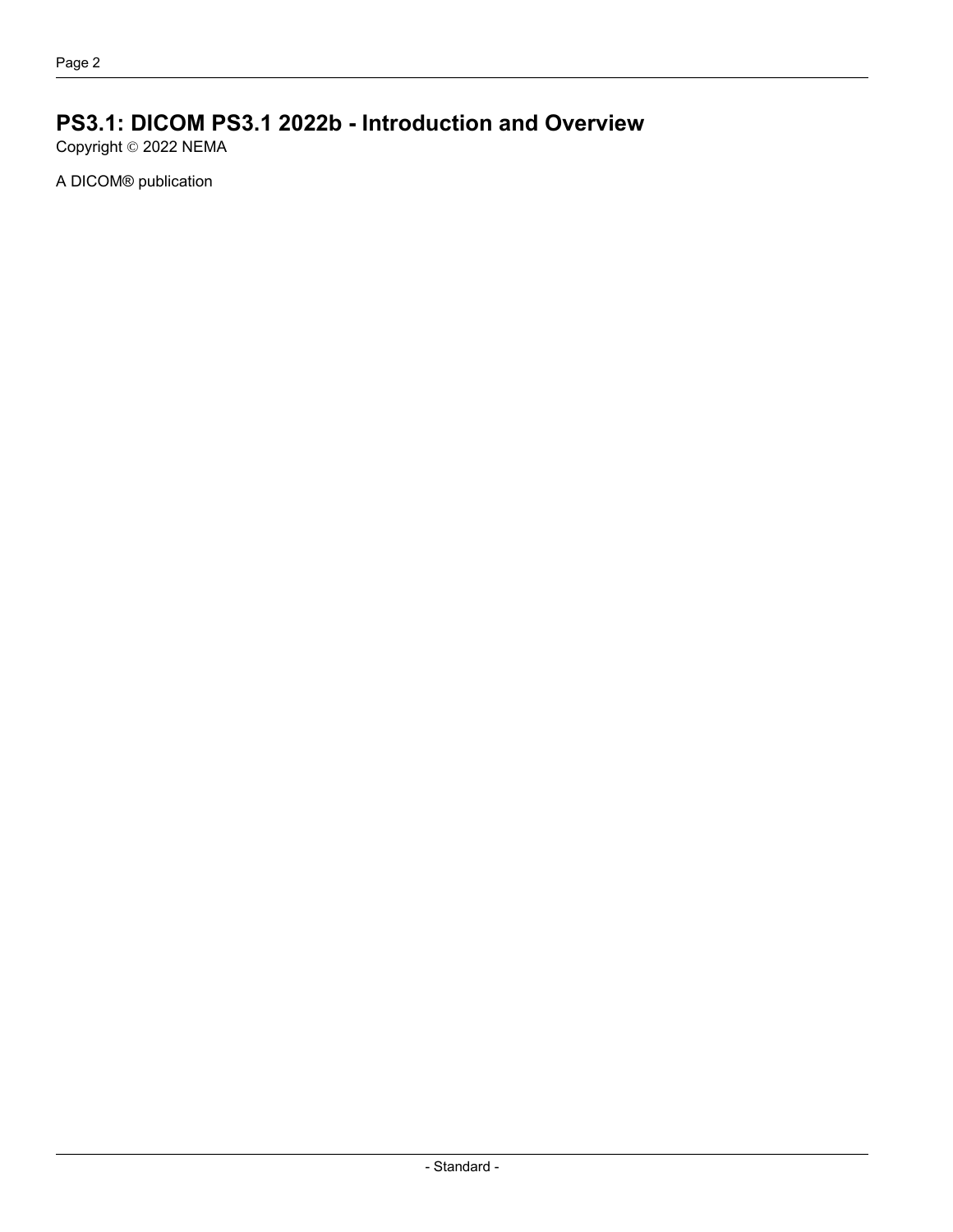# PS3.1: DICOM PS3.1 2022b - Introduction and Overview

Copyright © 2022 NEMA

A DICOM® publication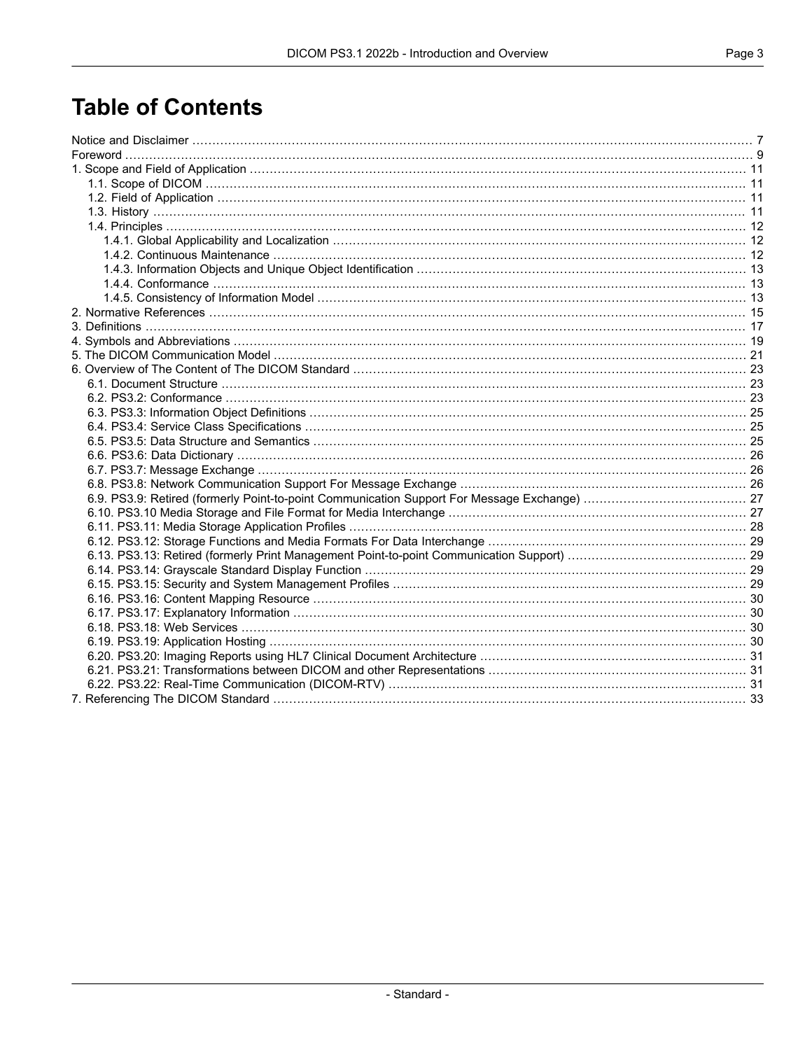# Table of Contents

Notice and Disclaimer ........ 7
Foreword ........ 9
1. Scope and Field of Application ........ 11
  1.1. Scope of DICOM ........ 11
  1.2. Field of Application ........ 11
  1.3. History ........ 11
  1.4. Principles ........ 12
    1.4.1. Global Applicability and Localization ........ 12
    1.4.2. Continuous Maintenance ........ 12
    1.4.3. Information Objects and Unique Object Identification ........ 13
    1.4.4. Conformance ........ 13
    1.4.5. Consistency of Information Model ........ 13
2. Normative References ........ 15
3. Definitions ........ 17
4. Symbols and Abbreviations ........ 19
5. The DICOM Communication Model ........ 21
6. Overview of The Content of The DICOM Standard ........ 23
  6.1. Document Structure ........ 23
  6.2. PS3.2: Conformance ........ 23
  6.3. PS3.3: Information Object Definitions ........ 25
  6.4. PS3.4: Service Class Specifications ........ 25
  6.5. PS3.5: Data Structure and Semantics ........ 25
  6.6. PS3.6: Data Dictionary ........ 26
  6.7. PS3.7: Message Exchange ........ 26
  6.8. PS3.8: Network Communication Support For Message Exchange ........ 26
  6.9. PS3.9: Retired (formerly Point-to-point Communication Support For Message Exchange) ........ 27
  6.10. PS3.10 Media Storage and File Format for Media Interchange ........ 27
  6.11. PS3.11: Media Storage Application Profiles ........ 28
  6.12. PS3.12: Storage Functions and Media Formats For Data Interchange ........ 29
  6.13. PS3.13: Retired (formerly Print Management Point-to-point Communication Support) ........ 29
  6.14. PS3.14: Grayscale Standard Display Function ........ 29
  6.15. PS3.15: Security and System Management Profiles ........ 29
  6.16. PS3.16: Content Mapping Resource ........ 30
  6.17. PS3.17: Explanatory Information ........ 30
  6.18. PS3.18: Web Services ........ 30
  6.19. PS3.19: Application Hosting ........ 30
  6.20. PS3.20: Imaging Reports using HL7 Clinical Document Architecture ........ 31
  6.21. PS3.21: Transformations between DICOM and other Representations ........ 31
  6.22. PS3.22: Real-Time Communication (DICOM-RTV) ........ 31
7. Referencing The DICOM Standard ........ 33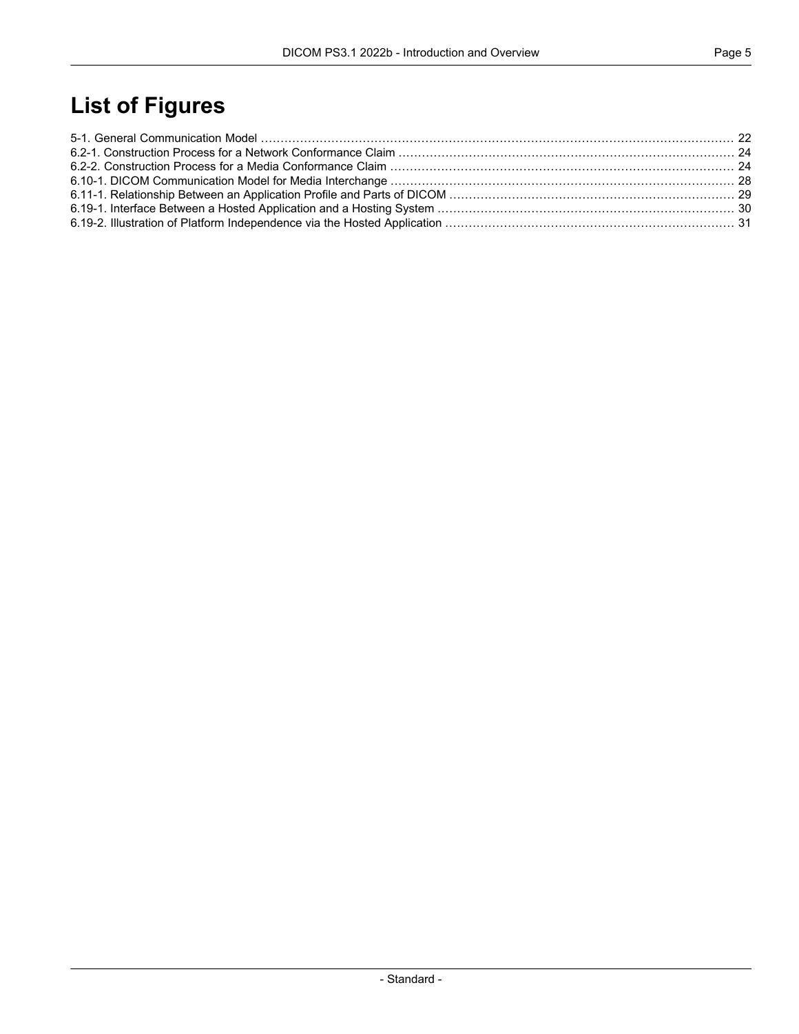# List of Figures

5-1. General Communication Model ........................................................................................................................ 22
6.2-1. Construction Process for a Network Conformance Claim ..................................................................................... 24
6.2-2. Construction Process for a Media Conformance Claim ....................................................................................... 24
6.10-1. DICOM Communication Model for Media Interchange ....................................................................................... 28
6.11-1. Relationship Between an Application Profile and Parts of DICOM ........................................................................ 29
6.19-1. Interface Between a Hosted Application and a Hosting System ........................................................................... 30
6.19-2. Illustration of Platform Independence via the Hosted Application ......................................................................... 31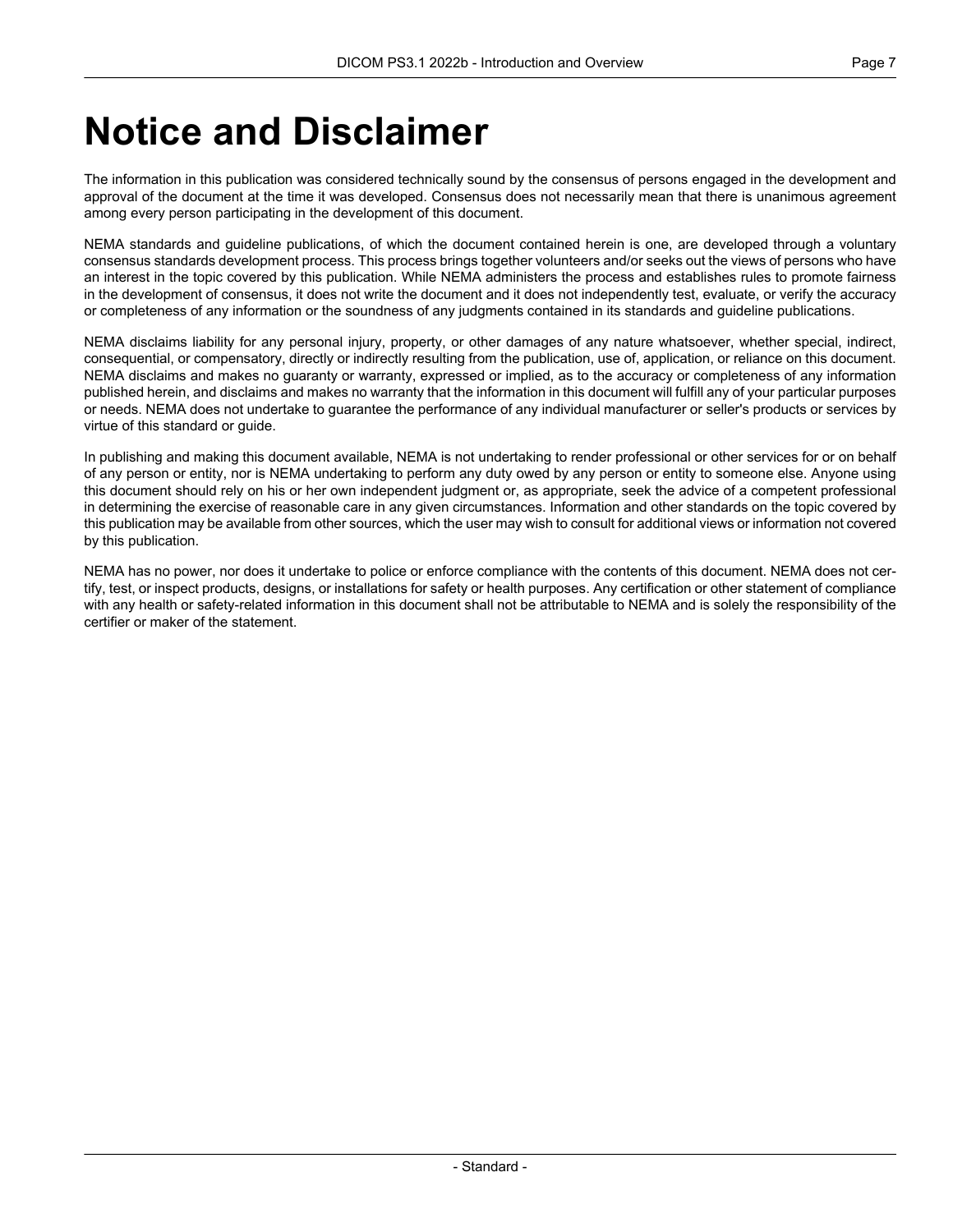# Notice and Disclaimer

The information in this publication was considered technically sound by the consensus of persons engaged in the development and approval of the document at the time it was developed. Consensus does not necessarily mean that there is unanimous agreement among every person participating in the development of this document.

NEMA standards and guideline publications, of which the document contained herein is one, are developed through a voluntary consensus standards development process. This process brings together volunteers and/or seeks out the views of persons who have an interest in the topic covered by this publication. While NEMA administers the process and establishes rules to promote fairness in the development of consensus, it does not write the document and it does not independently test, evaluate, or verify the accuracy or completeness of any information or the soundness of any judgments contained in its standards and guideline publications.

NEMA disclaims liability for any personal injury, property, or other damages of any nature whatsoever, whether special, indirect, consequential, or compensatory, directly or indirectly resulting from the publication, use of, application, or reliance on this document. NEMA disclaims and makes no guaranty or warranty, expressed or implied, as to the accuracy or completeness of any information published herein, and disclaims and makes no warranty that the information in this document will fulfill any of your particular purposes or needs. NEMA does not undertake to guarantee the performance of any individual manufacturer or seller's products or services by virtue of this standard or guide.

In publishing and making this document available, NEMA is not undertaking to render professional or other services for or on behalf of any person or entity, nor is NEMA undertaking to perform any duty owed by any person or entity to someone else. Anyone using this document should rely on his or her own independent judgment or, as appropriate, seek the advice of a competent professional in determining the exercise of reasonable care in any given circumstances. Information and other standards on the topic covered by this publication may be available from other sources, which the user may wish to consult for additional views or information not covered by this publication.

NEMA has no power, nor does it undertake to police or enforce compliance with the contents of this document. NEMA does not certify, test, or inspect products, designs, or installations for safety or health purposes. Any certification or other statement of compliance with any health or safety-related information in this document shall not be attributable to NEMA and is solely the responsibility of the certifier or maker of the statement.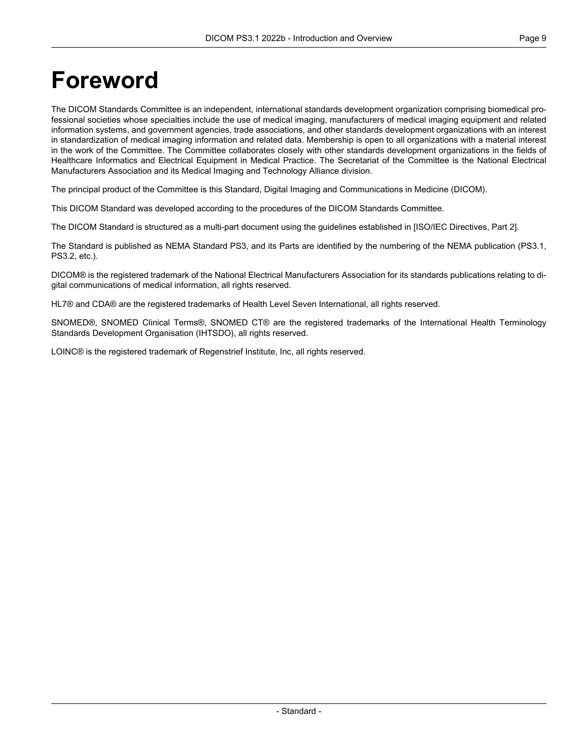# Foreword

The DICOM Standards Committee is an independent, international standards development organization comprising biomedical professional societies whose specialties include the use of medical imaging, manufacturers of medical imaging equipment and related information systems, and government agencies, trade associations, and other standards development organizations with an interest in standardization of medical imaging information and related data. Membership is open to all organizations with a material interest in the work of the Committee. The Committee collaborates closely with other standards development organizations in the fields of Healthcare Informatics and Electrical Equipment in Medical Practice. The Secretariat of the Committee is the National Electrical Manufacturers Association and its Medical Imaging and Technology Alliance division.

The principal product of the Committee is this Standard, Digital Imaging and Communications in Medicine (DICOM).

This DICOM Standard was developed according to the procedures of the DICOM Standards Committee.

The DICOM Standard is structured as a multi-part document using the guidelines established in [ISO/IEC Directives, Part 2].

The Standard is published as NEMA Standard PS3, and its Parts are identified by the numbering of the NEMA publication (PS3.1, PS3.2, etc.).

DICOM® is the registered trademark of the National Electrical Manufacturers Association for its standards publications relating to digital communications of medical information, all rights reserved.

HL7® and CDA® are the registered trademarks of Health Level Seven International, all rights reserved.

SNOMED®, SNOMED Clinical Terms®, SNOMED CT® are the registered trademarks of the International Health Terminology Standards Development Organisation (IHTSDO), all rights reserved.

LOINC® is the registered trademark of Regenstrief Institute, Inc, all rights reserved.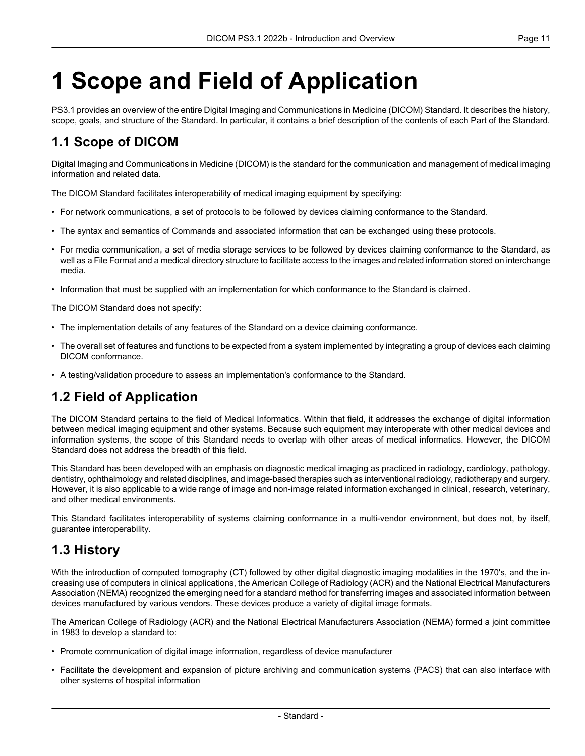# 1 Scope and Field of Application

PS3.1 provides an overview of the entire Digital Imaging and Communications in Medicine (DICOM) Standard. It describes the history, scope, goals, and structure of the Standard. In particular, it contains a brief description of the contents of each Part of the Standard.

## 1.1 Scope of DICOM

Digital Imaging and Communications in Medicine (DICOM) is the standard for the communication and management of medical imaging information and related data.

The DICOM Standard facilitates interoperability of medical imaging equipment by specifying:

- For network communications, a set of protocols to be followed by devices claiming conformance to the Standard.
- The syntax and semantics of Commands and associated information that can be exchanged using these protocols.
- For media communication, a set of media storage services to be followed by devices claiming conformance to the Standard, as well as a File Format and a medical directory structure to facilitate access to the images and related information stored on interchange media.
- Information that must be supplied with an implementation for which conformance to the Standard is claimed.

The DICOM Standard does not specify:

- The implementation details of any features of the Standard on a device claiming conformance.
- The overall set of features and functions to be expected from a system implemented by integrating a group of devices each claiming DICOM conformance.
- A testing/validation procedure to assess an implementation's conformance to the Standard.

## 1.2 Field of Application

The DICOM Standard pertains to the field of Medical Informatics. Within that field, it addresses the exchange of digital information between medical imaging equipment and other systems. Because such equipment may interoperate with other medical devices and information systems, the scope of this Standard needs to overlap with other areas of medical informatics. However, the DICOM Standard does not address the breadth of this field.

This Standard has been developed with an emphasis on diagnostic medical imaging as practiced in radiology, cardiology, pathology, dentistry, ophthalmology and related disciplines, and image-based therapies such as interventional radiology, radiotherapy and surgery. However, it is also applicable to a wide range of image and non-image related information exchanged in clinical, research, veterinary, and other medical environments.

This Standard facilitates interoperability of systems claiming conformance in a multi-vendor environment, but does not, by itself, guarantee interoperability.

## 1.3 History

With the introduction of computed tomography (CT) followed by other digital diagnostic imaging modalities in the 1970's, and the increasing use of computers in clinical applications, the American College of Radiology (ACR) and the National Electrical Manufacturers Association (NEMA) recognized the emerging need for a standard method for transferring images and associated information between devices manufactured by various vendors. These devices produce a variety of digital image formats.

The American College of Radiology (ACR) and the National Electrical Manufacturers Association (NEMA) formed a joint committee in 1983 to develop a standard to:

- Promote communication of digital image information, regardless of device manufacturer
- Facilitate the development and expansion of picture archiving and communication systems (PACS) that can also interface with other systems of hospital information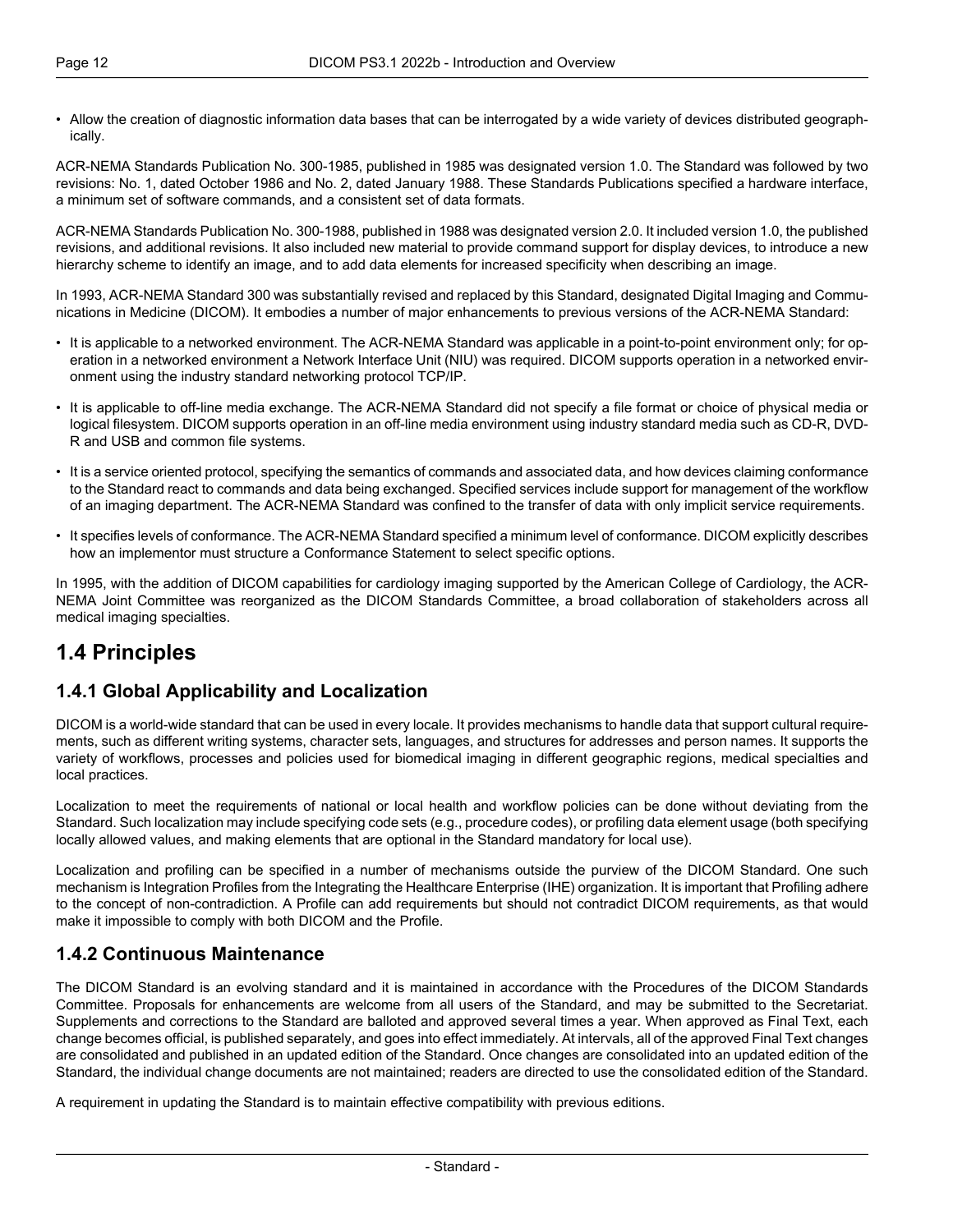- Allow the creation of diagnostic information data bases that can be interrogated by a wide variety of devices distributed geographically.

ACR-NEMA Standards Publication No. 300-1985, published in 1985 was designated version 1.0. The Standard was followed by two revisions: No. 1, dated October 1986 and No. 2, dated January 1988. These Standards Publications specified a hardware interface, a minimum set of software commands, and a consistent set of data formats.

ACR-NEMA Standards Publication No. 300-1988, published in 1988 was designated version 2.0. It included version 1.0, the published revisions, and additional revisions. It also included new material to provide command support for display devices, to introduce a new hierarchy scheme to identify an image, and to add data elements for increased specificity when describing an image.

In 1993, ACR-NEMA Standard 300 was substantially revised and replaced by this Standard, designated Digital Imaging and Communications in Medicine (DICOM). It embodies a number of major enhancements to previous versions of the ACR-NEMA Standard:

- It is applicable to a networked environment. The ACR-NEMA Standard was applicable in a point-to-point environment only; for operation in a networked environment a Network Interface Unit (NIU) was required. DICOM supports operation in a networked environment using the industry standard networking protocol TCP/IP.
- It is applicable to off-line media exchange. The ACR-NEMA Standard did not specify a file format or choice of physical media or logical filesystem. DICOM supports operation in an off-line media environment using industry standard media such as CD-R, DVD-R and USB and common file systems.
- It is a service oriented protocol, specifying the semantics of commands and associated data, and how devices claiming conformance to the Standard react to commands and data being exchanged. Specified services include support for management of the workflow of an imaging department. The ACR-NEMA Standard was confined to the transfer of data with only implicit service requirements.
- It specifies levels of conformance. The ACR-NEMA Standard specified a minimum level of conformance. DICOM explicitly describes how an implementor must structure a Conformance Statement to select specific options.

In 1995, with the addition of DICOM capabilities for cardiology imaging supported by the American College of Cardiology, the ACR-NEMA Joint Committee was reorganized as the DICOM Standards Committee, a broad collaboration of stakeholders across all medical imaging specialties.

## 1.4 Principles

### 1.4.1 Global Applicability and Localization

DICOM is a world-wide standard that can be used in every locale. It provides mechanisms to handle data that support cultural requirements, such as different writing systems, character sets, languages, and structures for addresses and person names. It supports the variety of workflows, processes and policies used for biomedical imaging in different geographic regions, medical specialties and local practices.

Localization to meet the requirements of national or local health and workflow policies can be done without deviating from the Standard. Such localization may include specifying code sets (e.g., procedure codes), or profiling data element usage (both specifying locally allowed values, and making elements that are optional in the Standard mandatory for local use).

Localization and profiling can be specified in a number of mechanisms outside the purview of the DICOM Standard. One such mechanism is Integration Profiles from the Integrating the Healthcare Enterprise (IHE) organization. It is important that Profiling adhere to the concept of non-contradiction. A Profile can add requirements but should not contradict DICOM requirements, as that would make it impossible to comply with both DICOM and the Profile.

### 1.4.2 Continuous Maintenance

The DICOM Standard is an evolving standard and it is maintained in accordance with the Procedures of the DICOM Standards Committee. Proposals for enhancements are welcome from all users of the Standard, and may be submitted to the Secretariat. Supplements and corrections to the Standard are balloted and approved several times a year. When approved as Final Text, each change becomes official, is published separately, and goes into effect immediately. At intervals, all of the approved Final Text changes are consolidated and published in an updated edition of the Standard. Once changes are consolidated into an updated edition of the Standard, the individual change documents are not maintained; readers are directed to use the consolidated edition of the Standard.

A requirement in updating the Standard is to maintain effective compatibility with previous editions.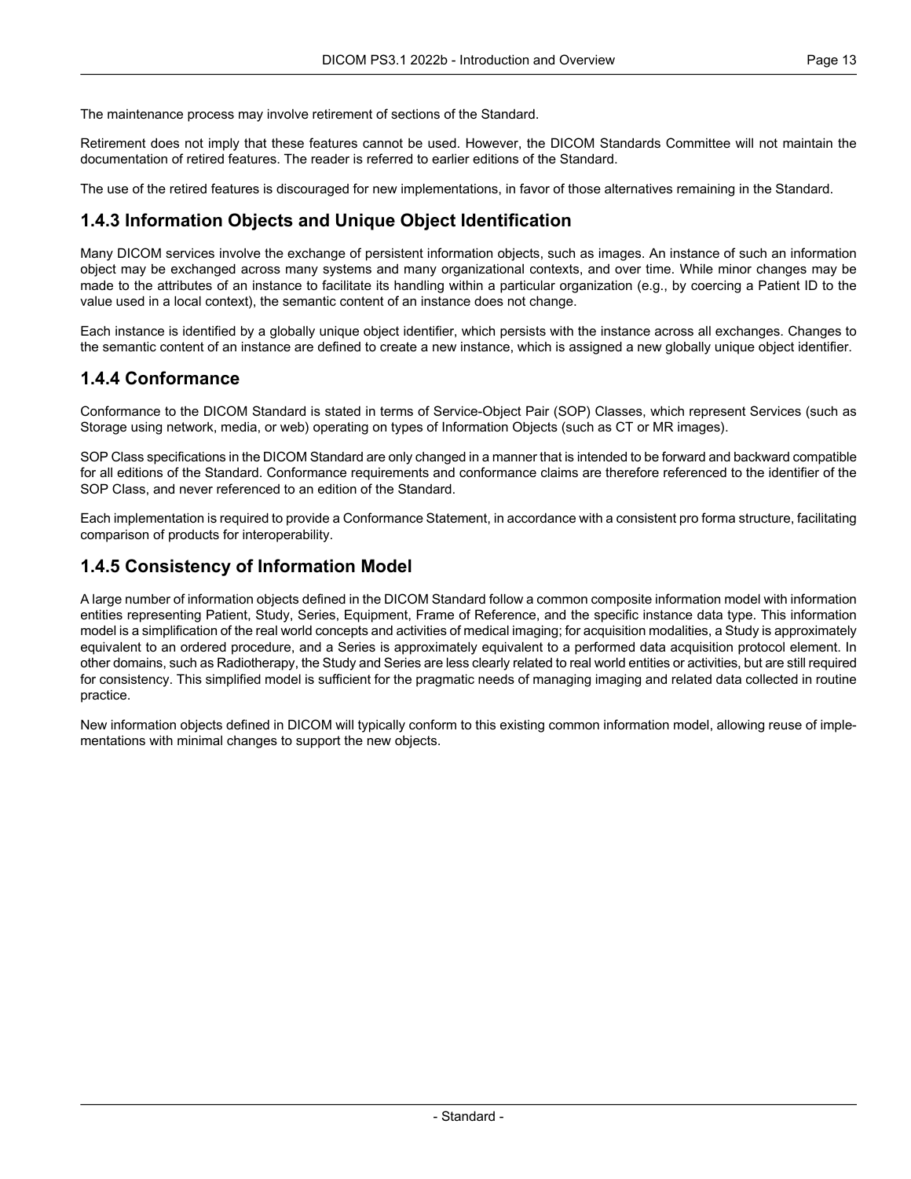The maintenance process may involve retirement of sections of the Standard.

Retirement does not imply that these features cannot be used. However, the DICOM Standards Committee will not maintain the documentation of retired features. The reader is referred to earlier editions of the Standard.

The use of the retired features is discouraged for new implementations, in favor of those alternatives remaining in the Standard.

### 1.4.3 Information Objects and Unique Object Identification

Many DICOM services involve the exchange of persistent information objects, such as images. An instance of such an information object may be exchanged across many systems and many organizational contexts, and over time. While minor changes may be made to the attributes of an instance to facilitate its handling within a particular organization (e.g., by coercing a Patient ID to the value used in a local context), the semantic content of an instance does not change.

Each instance is identified by a globally unique object identifier, which persists with the instance across all exchanges. Changes to the semantic content of an instance are defined to create a new instance, which is assigned a new globally unique object identifier.

### 1.4.4 Conformance

Conformance to the DICOM Standard is stated in terms of Service-Object Pair (SOP) Classes, which represent Services (such as Storage using network, media, or web) operating on types of Information Objects (such as CT or MR images).

SOP Class specifications in the DICOM Standard are only changed in a manner that is intended to be forward and backward compatible for all editions of the Standard. Conformance requirements and conformance claims are therefore referenced to the identifier of the SOP Class, and never referenced to an edition of the Standard.

Each implementation is required to provide a Conformance Statement, in accordance with a consistent pro forma structure, facilitating comparison of products for interoperability.

### 1.4.5 Consistency of Information Model

A large number of information objects defined in the DICOM Standard follow a common composite information model with information entities representing Patient, Study, Series, Equipment, Frame of Reference, and the specific instance data type. This information model is a simplification of the real world concepts and activities of medical imaging; for acquisition modalities, a Study is approximately equivalent to an ordered procedure, and a Series is approximately equivalent to a performed data acquisition protocol element. In other domains, such as Radiotherapy, the Study and Series are less clearly related to real world entities or activities, but are still required for consistency. This simplified model is sufficient for the pragmatic needs of managing imaging and related data collected in routine practice.

New information objects defined in DICOM will typically conform to this existing common information model, allowing reuse of implementations with minimal changes to support the new objects.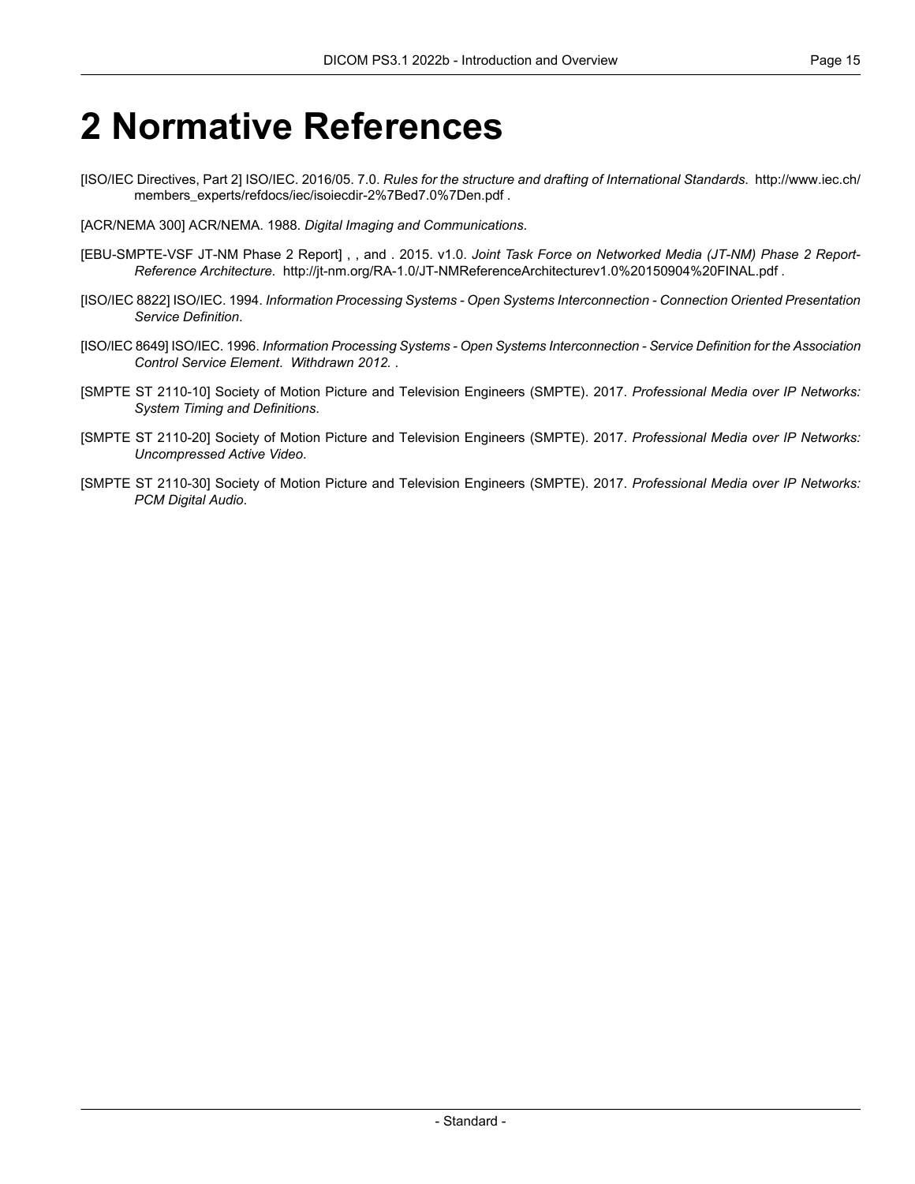# 2 Normative References

[ISO/IEC Directives, Part 2] ISO/IEC. 2016/05. 7.0. *Rules for the structure and drafting of International Standards*. http://www.iec.ch/members_experts/refdocs/iec/isoiecdir-2%7Bed7.0%7Den.pdf .

[ACR/NEMA 300] ACR/NEMA. 1988. *Digital Imaging and Communications*.

[EBU-SMPTE-VSF JT-NM Phase 2 Report] , , and . 2015. v1.0. *Joint Task Force on Networked Media (JT-NM) Phase 2 Report-Reference Architecture*. http://jt-nm.org/RA-1.0/JT-NMReferenceArchitecturev1.0%20150904%20FINAL.pdf .

[ISO/IEC 8822] ISO/IEC. 1994. *Information Processing Systems - Open Systems Interconnection - Connection Oriented Presentation Service Definition*.

[ISO/IEC 8649] ISO/IEC. 1996. *Information Processing Systems - Open Systems Interconnection - Service Definition for the Association Control Service Element*. *Withdrawn 2012.* .

[SMPTE ST 2110-10] Society of Motion Picture and Television Engineers (SMPTE). 2017. *Professional Media over IP Networks: System Timing and Definitions*.

[SMPTE ST 2110-20] Society of Motion Picture and Television Engineers (SMPTE). 2017. *Professional Media over IP Networks: Uncompressed Active Video*.

[SMPTE ST 2110-30] Society of Motion Picture and Television Engineers (SMPTE). 2017. *Professional Media over IP Networks: PCM Digital Audio*.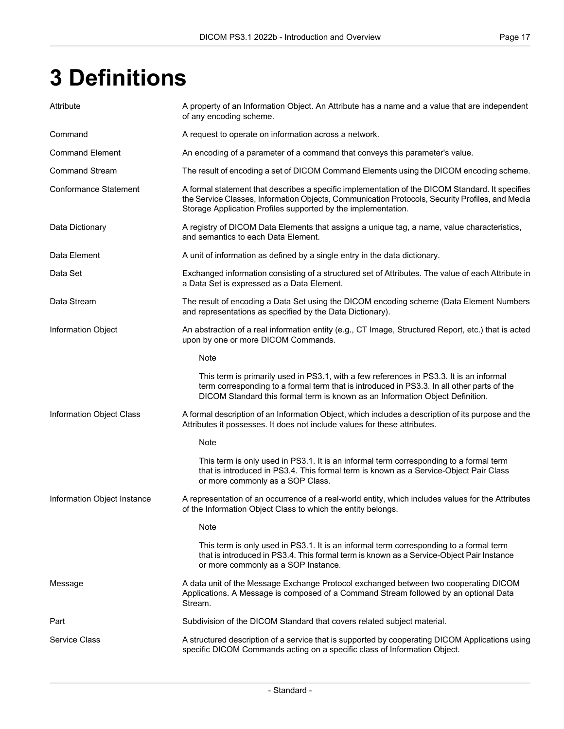# 3 Definitions

| | |
|---|---|
| Attribute | A property of an Information Object. An Attribute has a name and a value that are independent of any encoding scheme. |
| Command | A request to operate on information across a network. |
| Command Element | An encoding of a parameter of a command that conveys this parameter's value. |
| Command Stream | The result of encoding a set of DICOM Command Elements using the DICOM encoding scheme. |
| Conformance Statement | A formal statement that describes a specific implementation of the DICOM Standard. It specifies the Service Classes, Information Objects, Communication Protocols, Security Profiles, and Media Storage Application Profiles supported by the implementation. |
| Data Dictionary | A registry of DICOM Data Elements that assigns a unique tag, a name, value characteristics, and semantics to each Data Element. |
| Data Element | A unit of information as defined by a single entry in the data dictionary. |
| Data Set | Exchanged information consisting of a structured set of Attributes. The value of each Attribute in a Data Set is expressed as a Data Element. |
| Data Stream | The result of encoding a Data Set using the DICOM encoding scheme (Data Element Numbers and representations as specified by the Data Dictionary). |
| Information Object | An abstraction of a real information entity (e.g., CT Image, Structured Report, etc.) that is acted upon by one or more DICOM Commands.<br><br>Note<br><br>This term is primarily used in PS3.1, with a few references in PS3.3. It is an informal term corresponding to a formal term that is introduced in PS3.3. In all other parts of the DICOM Standard this formal term is known as an Information Object Definition. |
| Information Object Class | A formal description of an Information Object, which includes a description of its purpose and the Attributes it possesses. It does not include values for these attributes.<br><br>Note<br><br>This term is only used in PS3.1. It is an informal term corresponding to a formal term that is introduced in PS3.4. This formal term is known as a Service-Object Pair Class or more commonly as a SOP Class. |
| Information Object Instance | A representation of an occurrence of a real-world entity, which includes values for the Attributes of the Information Object Class to which the entity belongs.<br><br>Note<br><br>This term is only used in PS3.1. It is an informal term corresponding to a formal term that is introduced in PS3.4. This formal term is known as a Service-Object Pair Instance or more commonly as a SOP Instance. |
| Message | A data unit of the Message Exchange Protocol exchanged between two cooperating DICOM Applications. A Message is composed of a Command Stream followed by an optional Data Stream. |
| Part | Subdivision of the DICOM Standard that covers related subject material. |
| Service Class | A structured description of a service that is supported by cooperating DICOM Applications using specific DICOM Commands acting on a specific class of Information Object. |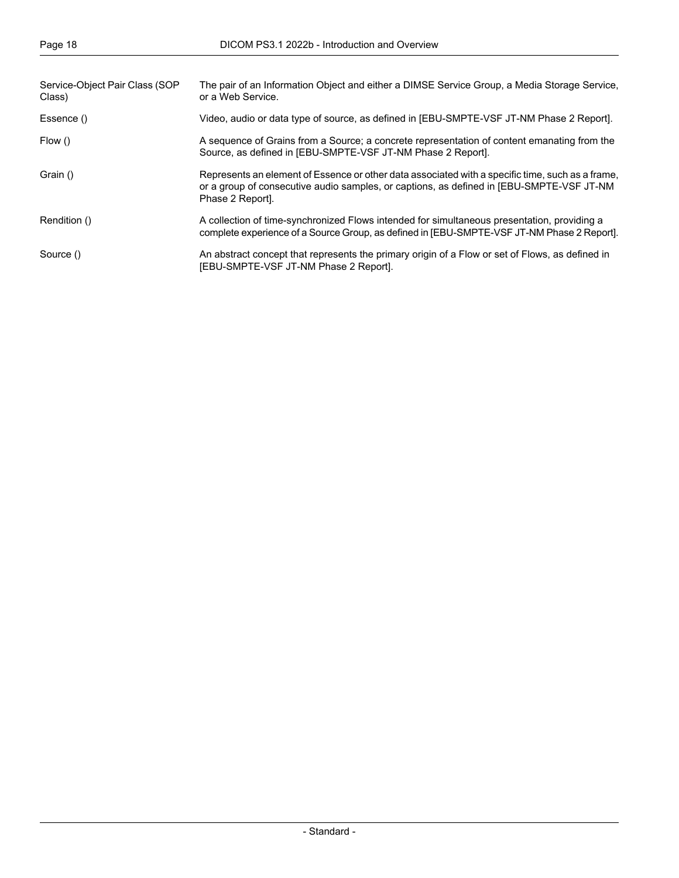Service-Object Pair Class (SOP Class)
: The pair of an Information Object and either a DIMSE Service Group, a Media Storage Service, or a Web Service.

Essence ()
: Video, audio or data type of source, as defined in [EBU-SMPTE-VSF JT-NM Phase 2 Report].

Flow ()
: A sequence of Grains from a Source; a concrete representation of content emanating from the Source, as defined in [EBU-SMPTE-VSF JT-NM Phase 2 Report].

Grain ()
: Represents an element of Essence or other data associated with a specific time, such as a frame, or a group of consecutive audio samples, or captions, as defined in [EBU-SMPTE-VSF JT-NM Phase 2 Report].

Rendition ()
: A collection of time-synchronized Flows intended for simultaneous presentation, providing a complete experience of a Source Group, as defined in [EBU-SMPTE-VSF JT-NM Phase 2 Report].

Source ()
: An abstract concept that represents the primary origin of a Flow or set of Flows, as defined in [EBU-SMPTE-VSF JT-NM Phase 2 Report].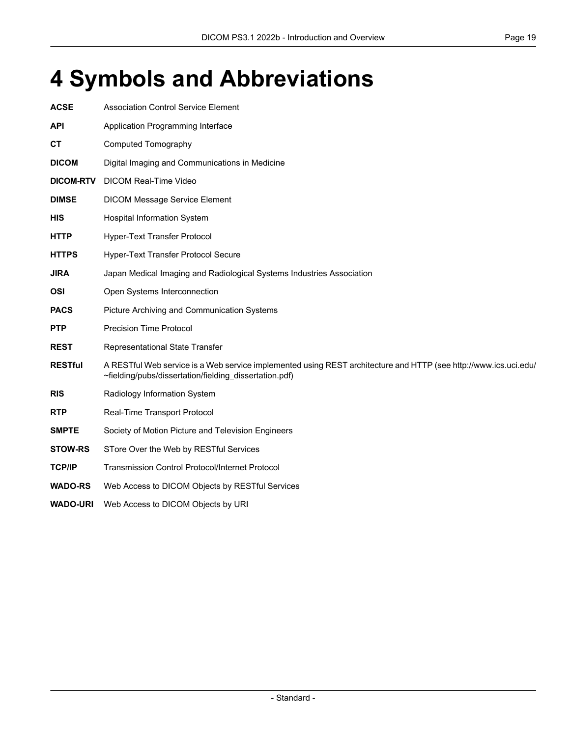# 4 Symbols and Abbreviations

**ACSE** Association Control Service Element

**API** Application Programming Interface

**CT** Computed Tomography

**DICOM** Digital Imaging and Communications in Medicine

**DICOM-RTV** DICOM Real-Time Video

**DIMSE** DICOM Message Service Element

**HIS** Hospital Information System

**HTTP** Hyper-Text Transfer Protocol

**HTTPS** Hyper-Text Transfer Protocol Secure

**JIRA** Japan Medical Imaging and Radiological Systems Industries Association

**OSI** Open Systems Interconnection

**PACS** Picture Archiving and Communication Systems

**PTP** Precision Time Protocol

**REST** Representational State Transfer

**RESTful** A RESTful Web service is a Web service implemented using REST architecture and HTTP (see http://www.ics.uci.edu/~fielding/pubs/dissertation/fielding_dissertation.pdf)

**RIS** Radiology Information System

**RTP** Real-Time Transport Protocol

**SMPTE** Society of Motion Picture and Television Engineers

**STOW-RS** STore Over the Web by RESTful Services

**TCP/IP** Transmission Control Protocol/Internet Protocol

**WADO-RS** Web Access to DICOM Objects by RESTful Services

**WADO-URI** Web Access to DICOM Objects by URI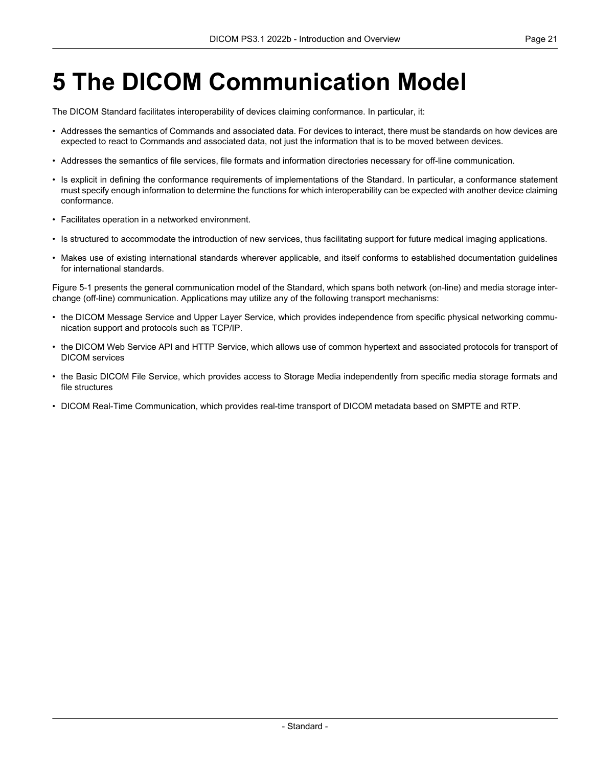# 5 The DICOM Communication Model

The DICOM Standard facilitates interoperability of devices claiming conformance. In particular, it:

- Addresses the semantics of Commands and associated data. For devices to interact, there must be standards on how devices are expected to react to Commands and associated data, not just the information that is to be moved between devices.
- Addresses the semantics of file services, file formats and information directories necessary for off-line communication.
- Is explicit in defining the conformance requirements of implementations of the Standard. In particular, a conformance statement must specify enough information to determine the functions for which interoperability can be expected with another device claiming conformance.
- Facilitates operation in a networked environment.
- Is structured to accommodate the introduction of new services, thus facilitating support for future medical imaging applications.
- Makes use of existing international standards wherever applicable, and itself conforms to established documentation guidelines for international standards.

Figure 5-1 presents the general communication model of the Standard, which spans both network (on-line) and media storage interchange (off-line) communication. Applications may utilize any of the following transport mechanisms:

- the DICOM Message Service and Upper Layer Service, which provides independence from specific physical networking communication support and protocols such as TCP/IP.
- the DICOM Web Service API and HTTP Service, which allows use of common hypertext and associated protocols for transport of DICOM services
- the Basic DICOM File Service, which provides access to Storage Media independently from specific media storage formats and file structures
- DICOM Real-Time Communication, which provides real-time transport of DICOM metadata based on SMPTE and RTP.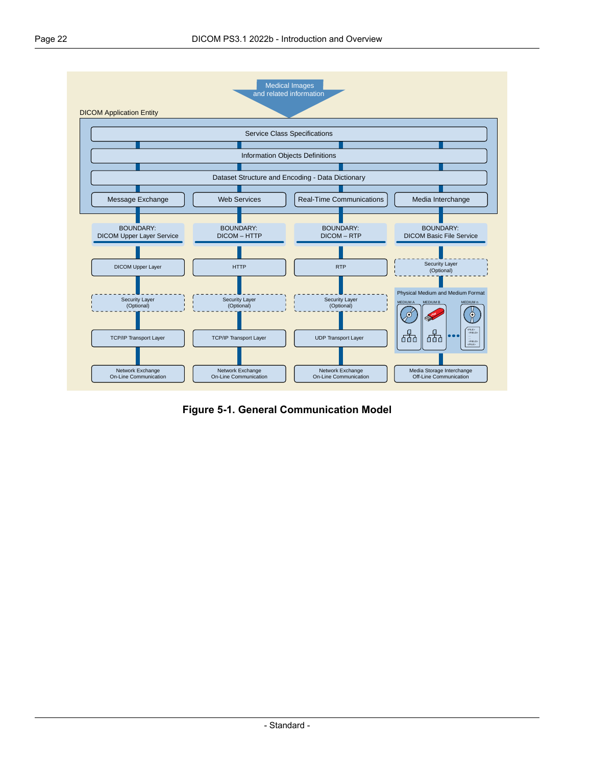Medical Images and related information

DICOM Application Entity

Service Class Specifications

Information Objects Definitions

Dataset Structure and Encoding - Data Dictionary

| Message Exchange | Web Services | Real-Time Communications | Media Interchange |
| --- | --- | --- | --- |
| BOUNDARY: DICOM Upper Layer Service | BOUNDARY: DICOM – HTTP | BOUNDARY: DICOM – RTP | BOUNDARY: DICOM Basic File Service |
| DICOM Upper Layer | HTTP | RTP | Security Layer (Optional) |
| Security Layer (Optional) | Security Layer (Optional) | Security Layer (Optional) | Physical Medium and Medium Format (MEDIUM A, MEDIUM B, MEDIUM n) |
| TCP/IP Transport Layer | TCP/IP Transport Layer | UDP Transport Layer | |
| Network Exchange On-Line Communication | Network Exchange On-Line Communication | Network Exchange On-Line Communication | Media Storage Interchange Off-Line Communication |

**Figure 5-1. General Communication Model**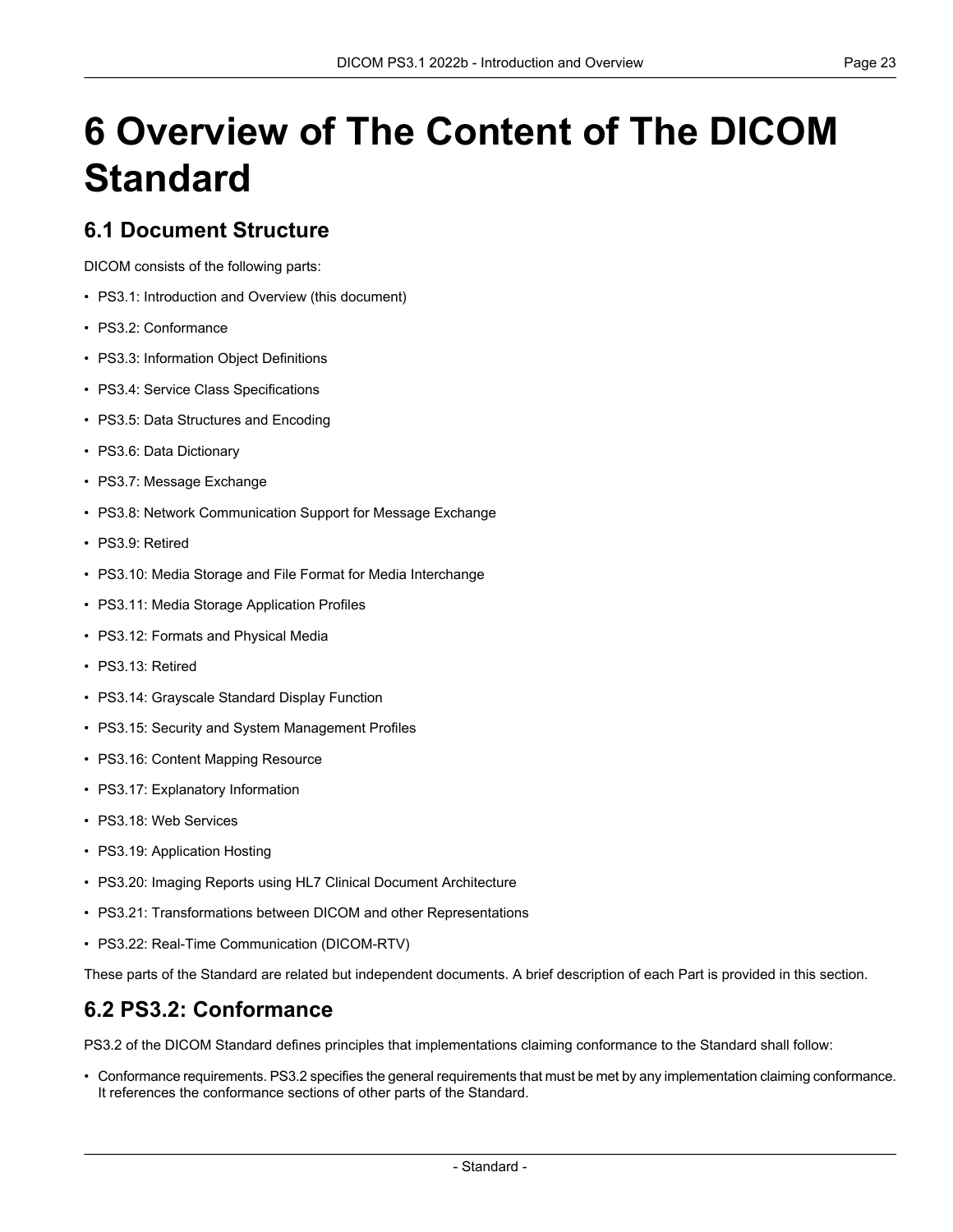# 6 Overview of The Content of The DICOM Standard

## 6.1 Document Structure

DICOM consists of the following parts:

- PS3.1: Introduction and Overview (this document)
- PS3.2: Conformance
- PS3.3: Information Object Definitions
- PS3.4: Service Class Specifications
- PS3.5: Data Structures and Encoding
- PS3.6: Data Dictionary
- PS3.7: Message Exchange
- PS3.8: Network Communication Support for Message Exchange
- PS3.9: Retired
- PS3.10: Media Storage and File Format for Media Interchange
- PS3.11: Media Storage Application Profiles
- PS3.12: Formats and Physical Media
- PS3.13: Retired
- PS3.14: Grayscale Standard Display Function
- PS3.15: Security and System Management Profiles
- PS3.16: Content Mapping Resource
- PS3.17: Explanatory Information
- PS3.18: Web Services
- PS3.19: Application Hosting
- PS3.20: Imaging Reports using HL7 Clinical Document Architecture
- PS3.21: Transformations between DICOM and other Representations
- PS3.22: Real-Time Communication (DICOM-RTV)

These parts of the Standard are related but independent documents. A brief description of each Part is provided in this section.

## 6.2 PS3.2: Conformance

PS3.2 of the DICOM Standard defines principles that implementations claiming conformance to the Standard shall follow:

- Conformance requirements. PS3.2 specifies the general requirements that must be met by any implementation claiming conformance. It references the conformance sections of other parts of the Standard.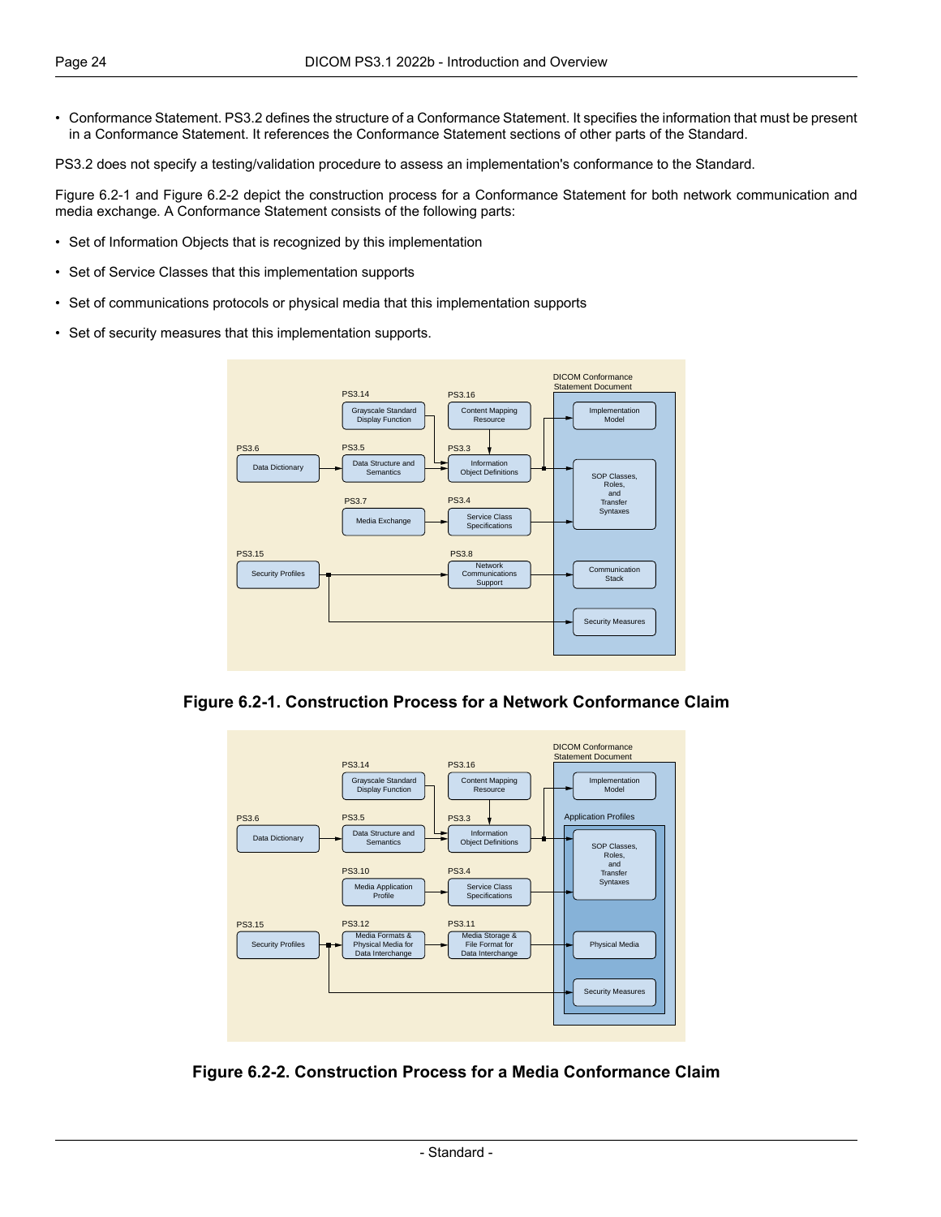- Conformance Statement. PS3.2 defines the structure of a Conformance Statement. It specifies the information that must be present in a Conformance Statement. It references the Conformance Statement sections of other parts of the Standard.

PS3.2 does not specify a testing/validation procedure to assess an implementation's conformance to the Standard.

Figure 6.2-1 and Figure 6.2-2 depict the construction process for a Conformance Statement for both network communication and media exchange. A Conformance Statement consists of the following parts:

- Set of Information Objects that is recognized by this implementation
- Set of Service Classes that this implementation supports
- Set of communications protocols or physical media that this implementation supports
- Set of security measures that this implementation supports.

**Figure 6.2-1. Construction Process for a Network Conformance Claim**

**Figure 6.2-2. Construction Process for a Media Conformance Claim**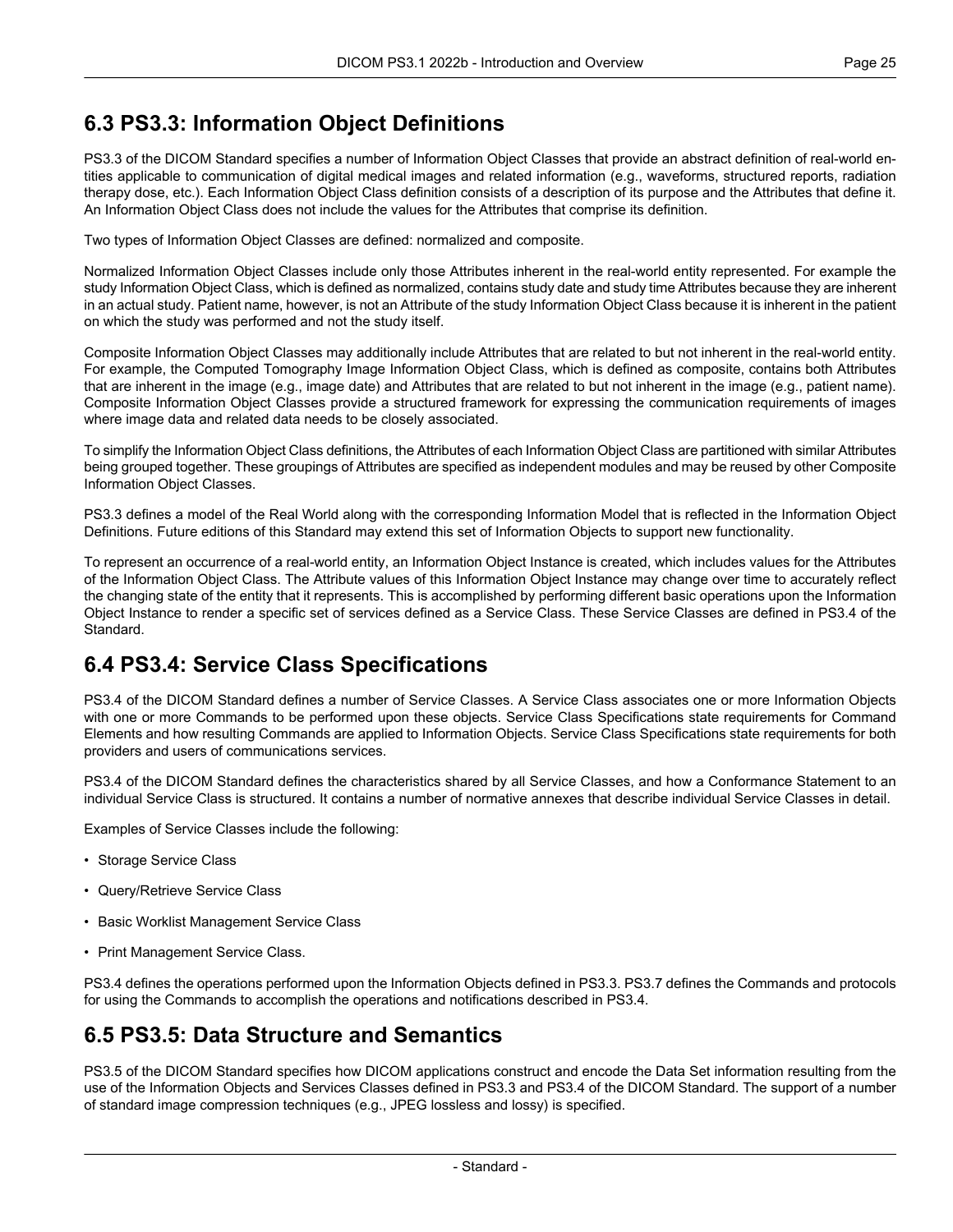## 6.3 PS3.3: Information Object Definitions

PS3.3 of the DICOM Standard specifies a number of Information Object Classes that provide an abstract definition of real-world entities applicable to communication of digital medical images and related information (e.g., waveforms, structured reports, radiation therapy dose, etc.). Each Information Object Class definition consists of a description of its purpose and the Attributes that define it. An Information Object Class does not include the values for the Attributes that comprise its definition.

Two types of Information Object Classes are defined: normalized and composite.

Normalized Information Object Classes include only those Attributes inherent in the real-world entity represented. For example the study Information Object Class, which is defined as normalized, contains study date and study time Attributes because they are inherent in an actual study. Patient name, however, is not an Attribute of the study Information Object Class because it is inherent in the patient on which the study was performed and not the study itself.

Composite Information Object Classes may additionally include Attributes that are related to but not inherent in the real-world entity. For example, the Computed Tomography Image Information Object Class, which is defined as composite, contains both Attributes that are inherent in the image (e.g., image date) and Attributes that are related to but not inherent in the image (e.g., patient name). Composite Information Object Classes provide a structured framework for expressing the communication requirements of images where image data and related data needs to be closely associated.

To simplify the Information Object Class definitions, the Attributes of each Information Object Class are partitioned with similar Attributes being grouped together. These groupings of Attributes are specified as independent modules and may be reused by other Composite Information Object Classes.

PS3.3 defines a model of the Real World along with the corresponding Information Model that is reflected in the Information Object Definitions. Future editions of this Standard may extend this set of Information Objects to support new functionality.

To represent an occurrence of a real-world entity, an Information Object Instance is created, which includes values for the Attributes of the Information Object Class. The Attribute values of this Information Object Instance may change over time to accurately reflect the changing state of the entity that it represents. This is accomplished by performing different basic operations upon the Information Object Instance to render a specific set of services defined as a Service Class. These Service Classes are defined in PS3.4 of the Standard.

## 6.4 PS3.4: Service Class Specifications

PS3.4 of the DICOM Standard defines a number of Service Classes. A Service Class associates one or more Information Objects with one or more Commands to be performed upon these objects. Service Class Specifications state requirements for Command Elements and how resulting Commands are applied to Information Objects. Service Class Specifications state requirements for both providers and users of communications services.

PS3.4 of the DICOM Standard defines the characteristics shared by all Service Classes, and how a Conformance Statement to an individual Service Class is structured. It contains a number of normative annexes that describe individual Service Classes in detail.

Examples of Service Classes include the following:

- Storage Service Class
- Query/Retrieve Service Class
- Basic Worklist Management Service Class
- Print Management Service Class.

PS3.4 defines the operations performed upon the Information Objects defined in PS3.3. PS3.7 defines the Commands and protocols for using the Commands to accomplish the operations and notifications described in PS3.4.

## 6.5 PS3.5: Data Structure and Semantics

PS3.5 of the DICOM Standard specifies how DICOM applications construct and encode the Data Set information resulting from the use of the Information Objects and Services Classes defined in PS3.3 and PS3.4 of the DICOM Standard. The support of a number of standard image compression techniques (e.g., JPEG lossless and lossy) is specified.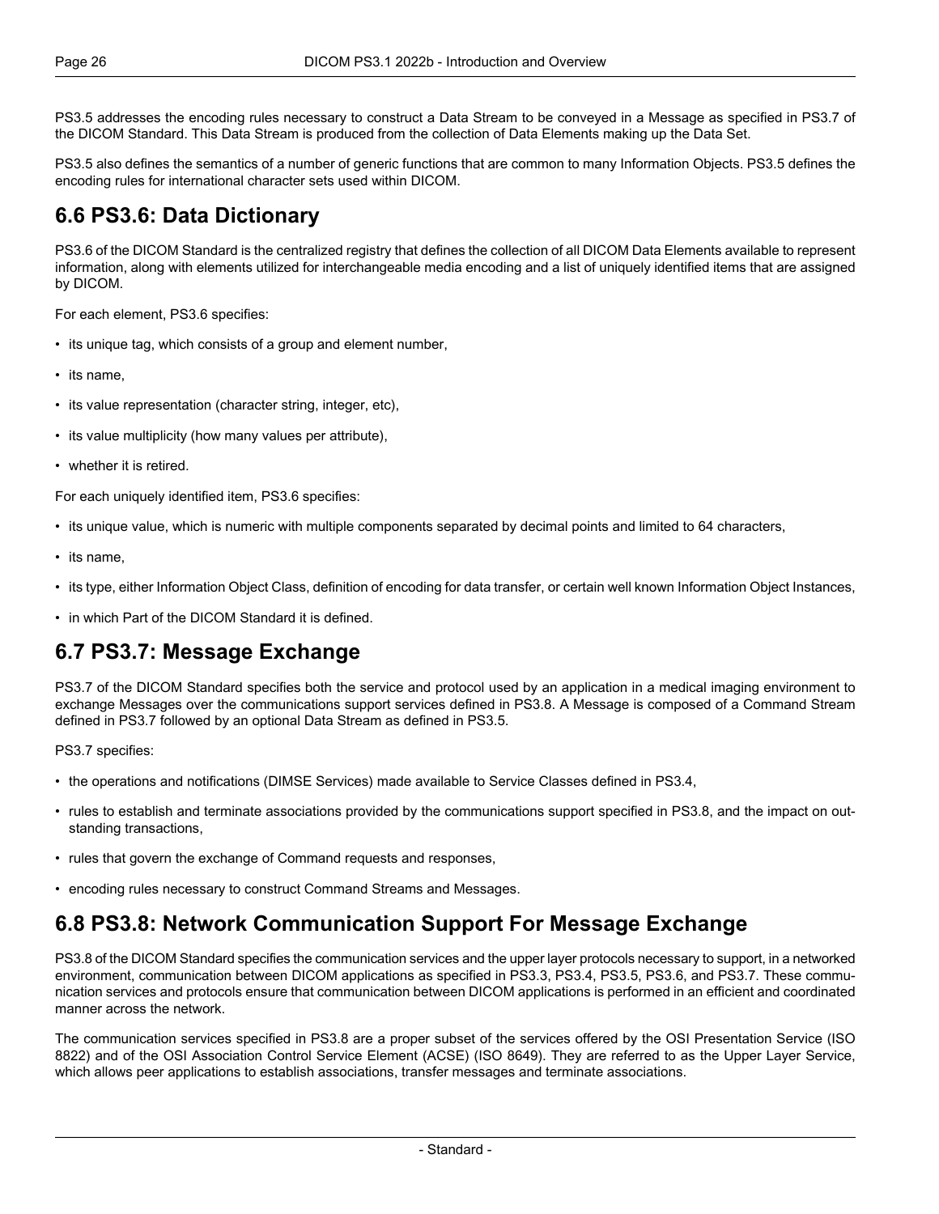PS3.5 addresses the encoding rules necessary to construct a Data Stream to be conveyed in a Message as specified in PS3.7 of the DICOM Standard. This Data Stream is produced from the collection of Data Elements making up the Data Set.

PS3.5 also defines the semantics of a number of generic functions that are common to many Information Objects. PS3.5 defines the encoding rules for international character sets used within DICOM.

## 6.6 PS3.6: Data Dictionary

PS3.6 of the DICOM Standard is the centralized registry that defines the collection of all DICOM Data Elements available to represent information, along with elements utilized for interchangeable media encoding and a list of uniquely identified items that are assigned by DICOM.

For each element, PS3.6 specifies:

- its unique tag, which consists of a group and element number,
- its name,
- its value representation (character string, integer, etc),
- its value multiplicity (how many values per attribute),
- whether it is retired.

For each uniquely identified item, PS3.6 specifies:

- its unique value, which is numeric with multiple components separated by decimal points and limited to 64 characters,
- its name,
- its type, either Information Object Class, definition of encoding for data transfer, or certain well known Information Object Instances,
- in which Part of the DICOM Standard it is defined.

## 6.7 PS3.7: Message Exchange

PS3.7 of the DICOM Standard specifies both the service and protocol used by an application in a medical imaging environment to exchange Messages over the communications support services defined in PS3.8. A Message is composed of a Command Stream defined in PS3.7 followed by an optional Data Stream as defined in PS3.5.

PS3.7 specifies:

- the operations and notifications (DIMSE Services) made available to Service Classes defined in PS3.4,
- rules to establish and terminate associations provided by the communications support specified in PS3.8, and the impact on outstanding transactions,
- rules that govern the exchange of Command requests and responses,
- encoding rules necessary to construct Command Streams and Messages.

## 6.8 PS3.8: Network Communication Support For Message Exchange

PS3.8 of the DICOM Standard specifies the communication services and the upper layer protocols necessary to support, in a networked environment, communication between DICOM applications as specified in PS3.3, PS3.4, PS3.5, PS3.6, and PS3.7. These communication services and protocols ensure that communication between DICOM applications is performed in an efficient and coordinated manner across the network.

The communication services specified in PS3.8 are a proper subset of the services offered by the OSI Presentation Service (ISO 8822) and of the OSI Association Control Service Element (ACSE) (ISO 8649). They are referred to as the Upper Layer Service, which allows peer applications to establish associations, transfer messages and terminate associations.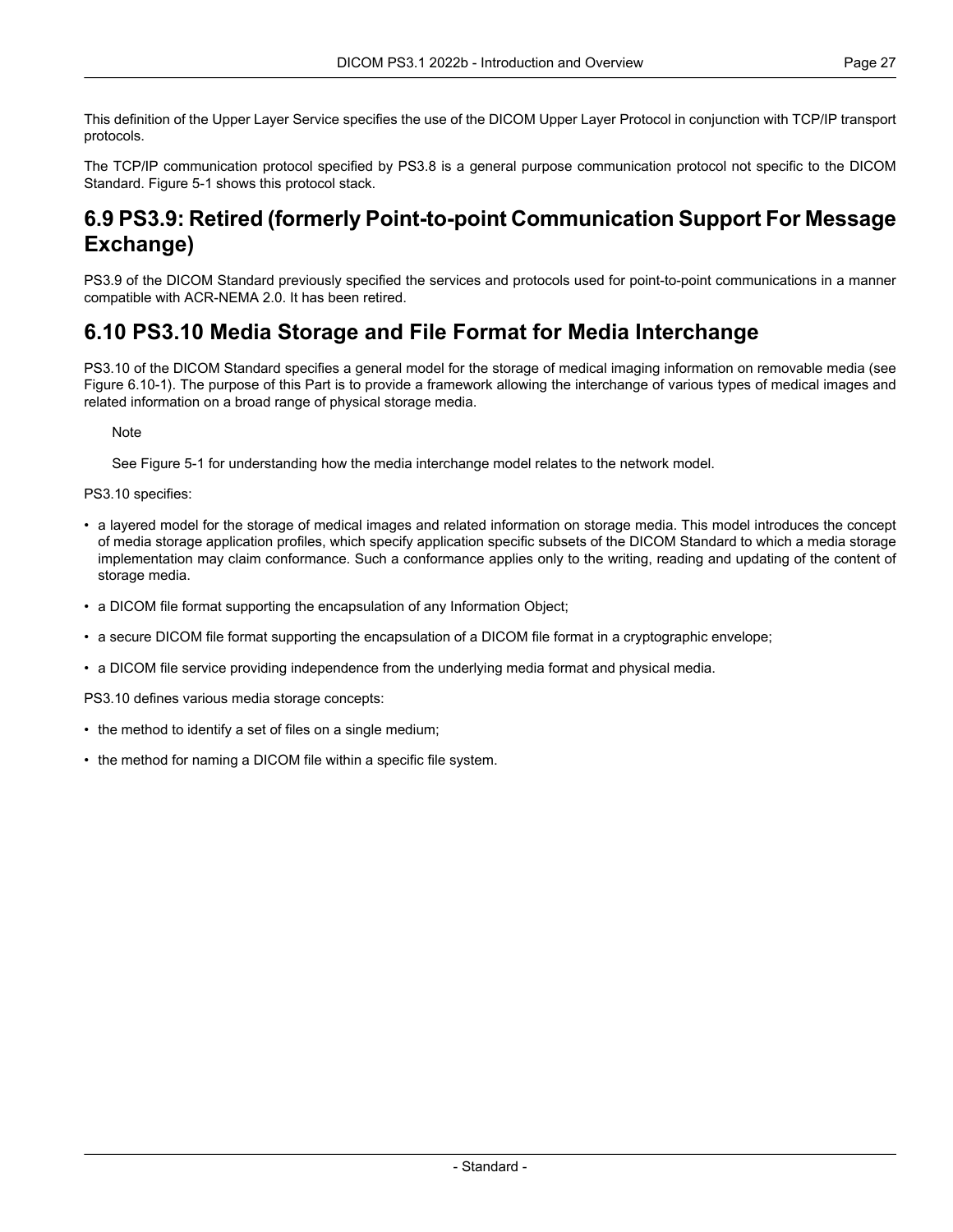This definition of the Upper Layer Service specifies the use of the DICOM Upper Layer Protocol in conjunction with TCP/IP transport protocols.

The TCP/IP communication protocol specified by PS3.8 is a general purpose communication protocol not specific to the DICOM Standard. Figure 5-1 shows this protocol stack.

## 6.9 PS3.9: Retired (formerly Point-to-point Communication Support For Message Exchange)

PS3.9 of the DICOM Standard previously specified the services and protocols used for point-to-point communications in a manner compatible with ACR-NEMA 2.0. It has been retired.

## 6.10 PS3.10 Media Storage and File Format for Media Interchange

PS3.10 of the DICOM Standard specifies a general model for the storage of medical imaging information on removable media (see Figure 6.10-1). The purpose of this Part is to provide a framework allowing the interchange of various types of medical images and related information on a broad range of physical storage media.

> Note
>
> See Figure 5-1 for understanding how the media interchange model relates to the network model.

PS3.10 specifies:

- a layered model for the storage of medical images and related information on storage media. This model introduces the concept of media storage application profiles, which specify application specific subsets of the DICOM Standard to which a media storage implementation may claim conformance. Such a conformance applies only to the writing, reading and updating of the content of storage media.
- a DICOM file format supporting the encapsulation of any Information Object;
- a secure DICOM file format supporting the encapsulation of a DICOM file format in a cryptographic envelope;
- a DICOM file service providing independence from the underlying media format and physical media.

PS3.10 defines various media storage concepts:

- the method to identify a set of files on a single medium;
- the method for naming a DICOM file within a specific file system.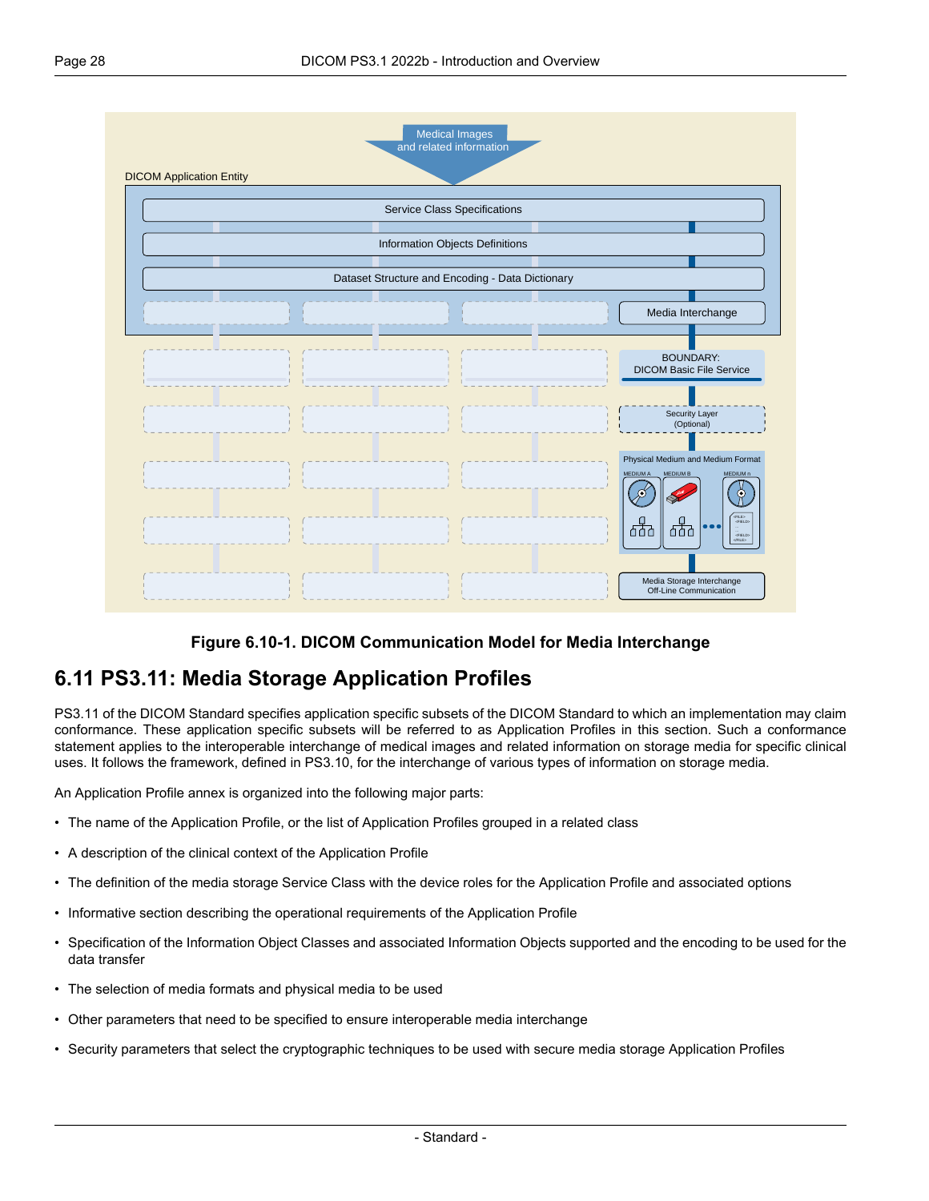Figure 6.10-1. DICOM Communication Model for Media Interchange

## 6.11 PS3.11: Media Storage Application Profiles

PS3.11 of the DICOM Standard specifies application specific subsets of the DICOM Standard to which an implementation may claim conformance. These application specific subsets will be referred to as Application Profiles in this section. Such a conformance statement applies to the interoperable interchange of medical images and related information on storage media for specific clinical uses. It follows the framework, defined in PS3.10, for the interchange of various types of information on storage media.

An Application Profile annex is organized into the following major parts:

- The name of the Application Profile, or the list of Application Profiles grouped in a related class
- A description of the clinical context of the Application Profile
- The definition of the media storage Service Class with the device roles for the Application Profile and associated options
- Informative section describing the operational requirements of the Application Profile
- Specification of the Information Object Classes and associated Information Objects supported and the encoding to be used for the data transfer
- The selection of media formats and physical media to be used
- Other parameters that need to be specified to ensure interoperable media interchange
- Security parameters that select the cryptographic techniques to be used with secure media storage Application Profiles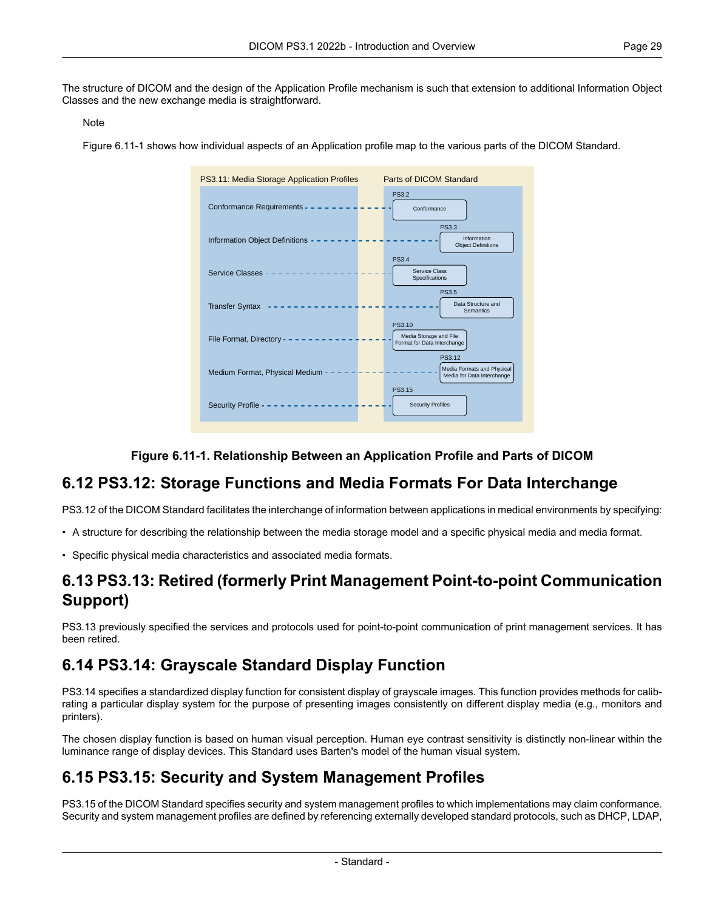The structure of DICOM and the design of the Application Profile mechanism is such that extension to additional Information Object Classes and the new exchange media is straightforward.

Note

Figure 6.11-1 shows how individual aspects of an Application profile map to the various parts of the DICOM Standard.

| PS3.11: Media Storage Application Profiles | Parts of DICOM Standard |
| --- | --- |
| Conformance Requirements | PS3.2 Conformance |
| Information Object Definitions | PS3.3 Information Object Definitions |
| Service Classes | PS3.4 Service Class Specifications |
| Transfer Syntax | PS3.5 Data Structure and Semantics |
| File Format, Directory | PS3.10 Media Storage and File Format for Data Interchange |
| Medium Format, Physical Medium | PS3.12 Media Formats and Physical Media for Data Interchange |
| Security Profile | PS3.15 Security Profiles |

**Figure 6.11-1. Relationship Between an Application Profile and Parts of DICOM**

## 6.12 PS3.12: Storage Functions and Media Formats For Data Interchange

PS3.12 of the DICOM Standard facilitates the interchange of information between applications in medical environments by specifying:

- A structure for describing the relationship between the media storage model and a specific physical media and media format.
- Specific physical media characteristics and associated media formats.

## 6.13 PS3.13: Retired (formerly Print Management Point-to-point Communication Support)

PS3.13 previously specified the services and protocols used for point-to-point communication of print management services. It has been retired.

## 6.14 PS3.14: Grayscale Standard Display Function

PS3.14 specifies a standardized display function for consistent display of grayscale images. This function provides methods for calibrating a particular display system for the purpose of presenting images consistently on different display media (e.g., monitors and printers).

The chosen display function is based on human visual perception. Human eye contrast sensitivity is distinctly non-linear within the luminance range of display devices. This Standard uses Barten's model of the human visual system.

## 6.15 PS3.15: Security and System Management Profiles

PS3.15 of the DICOM Standard specifies security and system management profiles to which implementations may claim conformance. Security and system management profiles are defined by referencing externally developed standard protocols, such as DHCP, LDAP,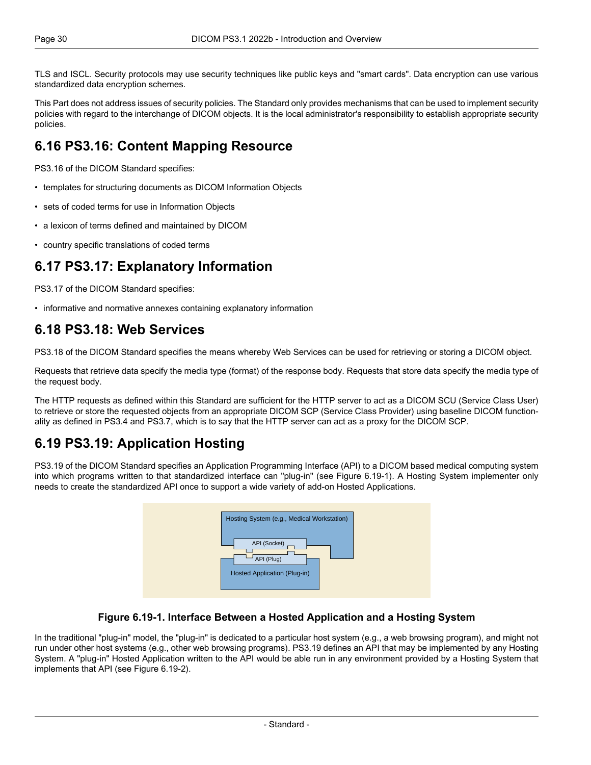TLS and ISCL. Security protocols may use security techniques like public keys and "smart cards". Data encryption can use various standardized data encryption schemes.

This Part does not address issues of security policies. The Standard only provides mechanisms that can be used to implement security policies with regard to the interchange of DICOM objects. It is the local administrator's responsibility to establish appropriate security policies.

## 6.16 PS3.16: Content Mapping Resource

PS3.16 of the DICOM Standard specifies:

- templates for structuring documents as DICOM Information Objects
- sets of coded terms for use in Information Objects
- a lexicon of terms defined and maintained by DICOM
- country specific translations of coded terms

## 6.17 PS3.17: Explanatory Information

PS3.17 of the DICOM Standard specifies:

- informative and normative annexes containing explanatory information

## 6.18 PS3.18: Web Services

PS3.18 of the DICOM Standard specifies the means whereby Web Services can be used for retrieving or storing a DICOM object.

Requests that retrieve data specify the media type (format) of the response body. Requests that store data specify the media type of the request body.

The HTTP requests as defined within this Standard are sufficient for the HTTP server to act as a DICOM SCU (Service Class User) to retrieve or store the requested objects from an appropriate DICOM SCP (Service Class Provider) using baseline DICOM functionality as defined in PS3.4 and PS3.7, which is to say that the HTTP server can act as a proxy for the DICOM SCP.

## 6.19 PS3.19: Application Hosting

PS3.19 of the DICOM Standard specifies an Application Programming Interface (API) to a DICOM based medical computing system into which programs written to that standardized interface can "plug-in" (see Figure 6.19-1). A Hosting System implementer only needs to create the standardized API once to support a wide variety of add-on Hosted Applications.

Hosting System (e.g., Medical Workstation)

API (Socket)

API (Plug)

Hosted Application (Plug-in)

**Figure 6.19-1. Interface Between a Hosted Application and a Hosting System**

In the traditional "plug-in" model, the "plug-in" is dedicated to a particular host system (e.g., a web browsing program), and might not run under other host systems (e.g., other web browsing programs). PS3.19 defines an API that may be implemented by any Hosting System. A "plug-in" Hosted Application written to the API would be able run in any environment provided by a Hosting System that implements that API (see Figure 6.19-2).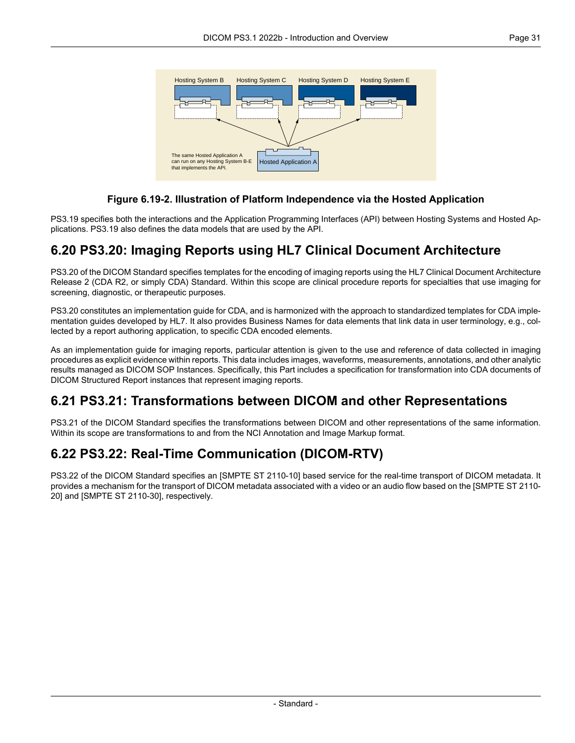**Figure 6.19-2. Illustration of Platform Independence via the Hosted Application**

PS3.19 specifies both the interactions and the Application Programming Interfaces (API) between Hosting Systems and Hosted Applications. PS3.19 also defines the data models that are used by the API.

## 6.20 PS3.20: Imaging Reports using HL7 Clinical Document Architecture

PS3.20 of the DICOM Standard specifies templates for the encoding of imaging reports using the HL7 Clinical Document Architecture Release 2 (CDA R2, or simply CDA) Standard. Within this scope are clinical procedure reports for specialties that use imaging for screening, diagnostic, or therapeutic purposes.

PS3.20 constitutes an implementation guide for CDA, and is harmonized with the approach to standardized templates for CDA implementation guides developed by HL7. It also provides Business Names for data elements that link data in user terminology, e.g., collected by a report authoring application, to specific CDA encoded elements.

As an implementation guide for imaging reports, particular attention is given to the use and reference of data collected in imaging procedures as explicit evidence within reports. This data includes images, waveforms, measurements, annotations, and other analytic results managed as DICOM SOP Instances. Specifically, this Part includes a specification for transformation into CDA documents of DICOM Structured Report instances that represent imaging reports.

## 6.21 PS3.21: Transformations between DICOM and other Representations

PS3.21 of the DICOM Standard specifies the transformations between DICOM and other representations of the same information. Within its scope are transformations to and from the NCI Annotation and Image Markup format.

## 6.22 PS3.22: Real-Time Communication (DICOM-RTV)

PS3.22 of the DICOM Standard specifies an [SMPTE ST 2110-10] based service for the real-time transport of DICOM metadata. It provides a mechanism for the transport of DICOM metadata associated with a video or an audio flow based on the [SMPTE ST 2110-20] and [SMPTE ST 2110-30], respectively.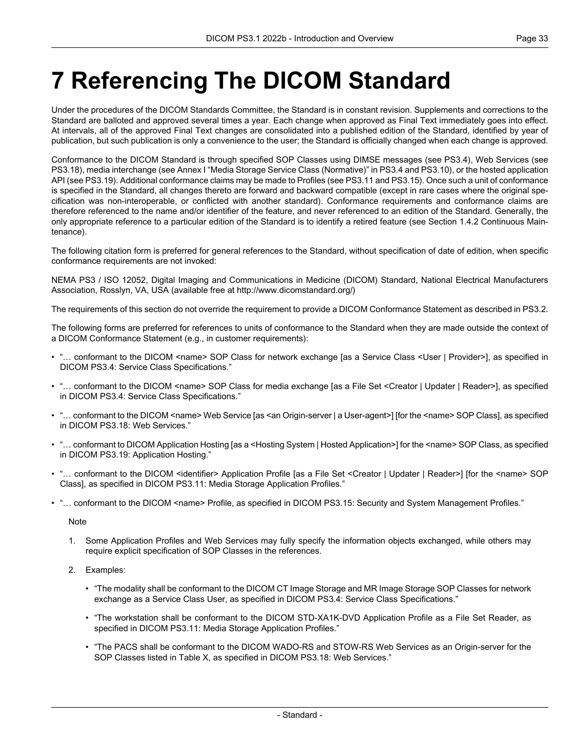# 7 Referencing The DICOM Standard

Under the procedures of the DICOM Standards Committee, the Standard is in constant revision. Supplements and corrections to the Standard are balloted and approved several times a year. Each change when approved as Final Text immediately goes into effect. At intervals, all of the approved Final Text changes are consolidated into a published edition of the Standard, identified by year of publication, but such publication is only a convenience to the user; the Standard is officially changed when each change is approved.

Conformance to the DICOM Standard is through specified SOP Classes using DIMSE messages (see PS3.4), Web Services (see PS3.18), media interchange (see Annex I "Media Storage Service Class (Normative)" in PS3.4 and PS3.10), or the hosted application API (see PS3.19). Additional conformance claims may be made to Profiles (see PS3.11 and PS3.15). Once such a unit of conformance is specified in the Standard, all changes thereto are forward and backward compatible (except in rare cases where the original specification was non-interoperable, or conflicted with another standard). Conformance requirements and conformance claims are therefore referenced to the name and/or identifier of the feature, and never referenced to an edition of the Standard. Generally, the only appropriate reference to a particular edition of the Standard is to identify a retired feature (see Section 1.4.2 Continuous Maintenance).

The following citation form is preferred for general references to the Standard, without specification of date of edition, when specific conformance requirements are not invoked:

NEMA PS3 / ISO 12052, Digital Imaging and Communications in Medicine (DICOM) Standard, National Electrical Manufacturers Association, Rosslyn, VA, USA (available free at http://www.dicomstandard.org/)

The requirements of this section do not override the requirement to provide a DICOM Conformance Statement as described in PS3.2.

The following forms are preferred for references to units of conformance to the Standard when they are made outside the context of a DICOM Conformance Statement (e.g., in customer requirements):

- "… conformant to the DICOM <name> SOP Class for network exchange [as a Service Class <User | Provider>], as specified in DICOM PS3.4: Service Class Specifications."
- "… conformant to the DICOM <name> SOP Class for media exchange [as a File Set <Creator | Updater | Reader>], as specified in DICOM PS3.4: Service Class Specifications."
- "… conformant to the DICOM <name> Web Service [as <an Origin-server | a User-agent>] [for the <name> SOP Class], as specified in DICOM PS3.18: Web Services."
- "… conformant to DICOM Application Hosting [as a <Hosting System | Hosted Application>] for the <name> SOP Class, as specified in DICOM PS3.19: Application Hosting."
- "… conformant to the DICOM <identifier> Application Profile [as a File Set <Creator | Updater | Reader>] [for the <name> SOP Class], as specified in DICOM PS3.11: Media Storage Application Profiles."
- "… conformant to the DICOM <name> Profile, as specified in DICOM PS3.15: Security and System Management Profiles."

Note

1. Some Application Profiles and Web Services may fully specify the information objects exchanged, while others may require explicit specification of SOP Classes in the references.
2. Examples:
   - "The modality shall be conformant to the DICOM CT Image Storage and MR Image Storage SOP Classes for network exchange as a Service Class User, as specified in DICOM PS3.4: Service Class Specifications."
   - "The workstation shall be conformant to the DICOM STD-XA1K-DVD Application Profile as a File Set Reader, as specified in DICOM PS3.11: Media Storage Application Profiles."
   - "The PACS shall be conformant to the DICOM WADO-RS and STOW-RS Web Services as an Origin-server for the SOP Classes listed in Table X, as specified in DICOM PS3.18: Web Services."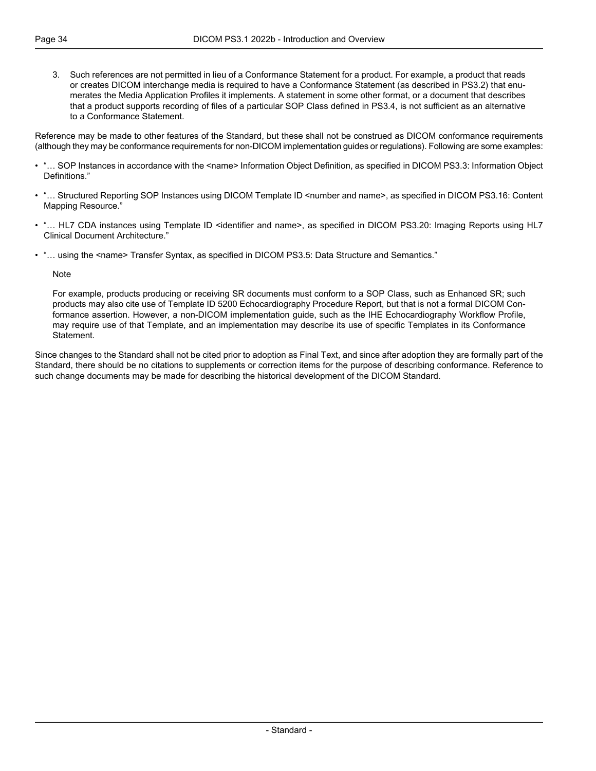3. Such references are not permitted in lieu of a Conformance Statement for a product. For example, a product that reads or creates DICOM interchange media is required to have a Conformance Statement (as described in PS3.2) that enumerates the Media Application Profiles it implements. A statement in some other format, or a document that describes that a product supports recording of files of a particular SOP Class defined in PS3.4, is not sufficient as an alternative to a Conformance Statement.

Reference may be made to other features of the Standard, but these shall not be construed as DICOM conformance requirements (although they may be conformance requirements for non-DICOM implementation guides or regulations). Following are some examples:

- "… SOP Instances in accordance with the <name> Information Object Definition, as specified in DICOM PS3.3: Information Object Definitions."
- "… Structured Reporting SOP Instances using DICOM Template ID <number and name>, as specified in DICOM PS3.16: Content Mapping Resource."
- "… HL7 CDA instances using Template ID <identifier and name>, as specified in DICOM PS3.20: Imaging Reports using HL7 Clinical Document Architecture."
- "… using the <name> Transfer Syntax, as specified in DICOM PS3.5: Data Structure and Semantics."

Note

For example, products producing or receiving SR documents must conform to a SOP Class, such as Enhanced SR; such products may also cite use of Template ID 5200 Echocardiography Procedure Report, but that is not a formal DICOM Conformance assertion. However, a non-DICOM implementation guide, such as the IHE Echocardiography Workflow Profile, may require use of that Template, and an implementation may describe its use of specific Templates in its Conformance Statement.

Since changes to the Standard shall not be cited prior to adoption as Final Text, and since after adoption they are formally part of the Standard, there should be no citations to supplements or correction items for the purpose of describing conformance. Reference to such change documents may be made for describing the historical development of the DICOM Standard.